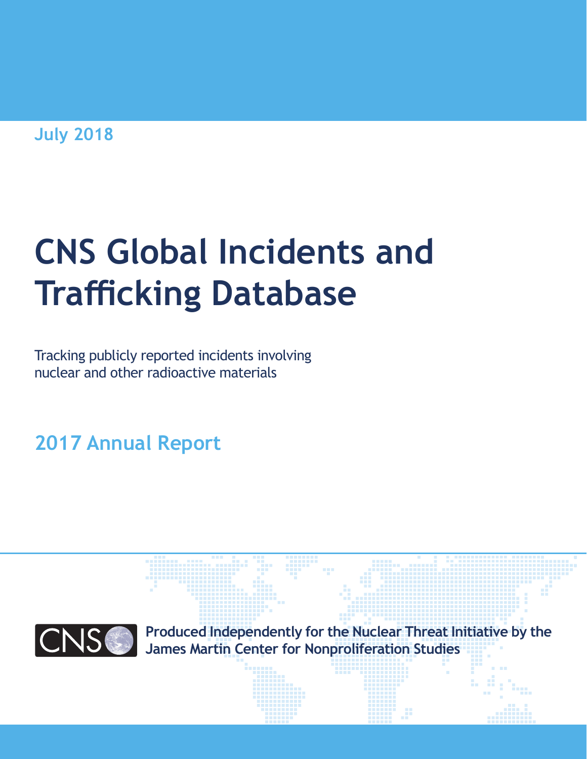July 2018

# CNS Global Incidents and Trafficking Database

Tracking publicly reported incidents involving nuclear and other radioactive materials

## 2017 Annual Report

CNS

**Produced Independently for the Nuclear Threat Initiative by the James Martin Center for Nonproliferation Studies**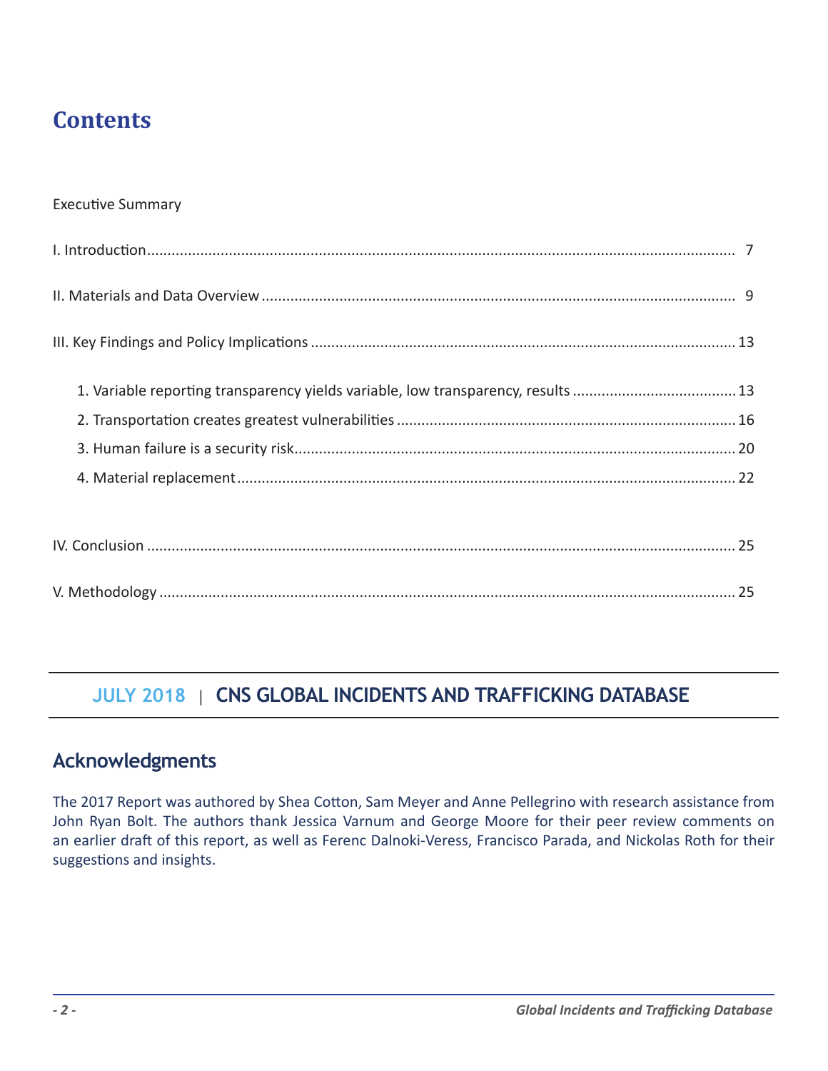# Contents

Executive Summary

I. Introduction ........................................................................................................................... 7

II. Materials and Data Overview ................................................................................................. 9

III. Key Findings and Policy Implications ..................................................................................... 13

1. Variable reporting transparency yields variable, low transparency, results ....................................... 13
2. Transportation creates greatest vulnerabilities ................................................................................. 16
3. Human failure is a security risk ........................................................................................................ 20
4. Material replacement ....................................................................................................................... 22

IV. Conclusion ............................................................................................................................. 25

V. Methodology ........................................................................................................................... 25

**JULY 2018** | **CNS GLOBAL INCIDENTS AND TRAFFICKING DATABASE**

## Acknowledgments

The 2017 Report was authored by Shea Cotton, Sam Meyer and Anne Pellegrino with research assistance from John Ryan Bolt. The authors thank Jessica Varnum and George Moore for their peer review comments on an earlier draft of this report, as well as Ferenc Dalnoki-Veress, Francisco Parada, and Nickolas Roth for their suggestions and insights.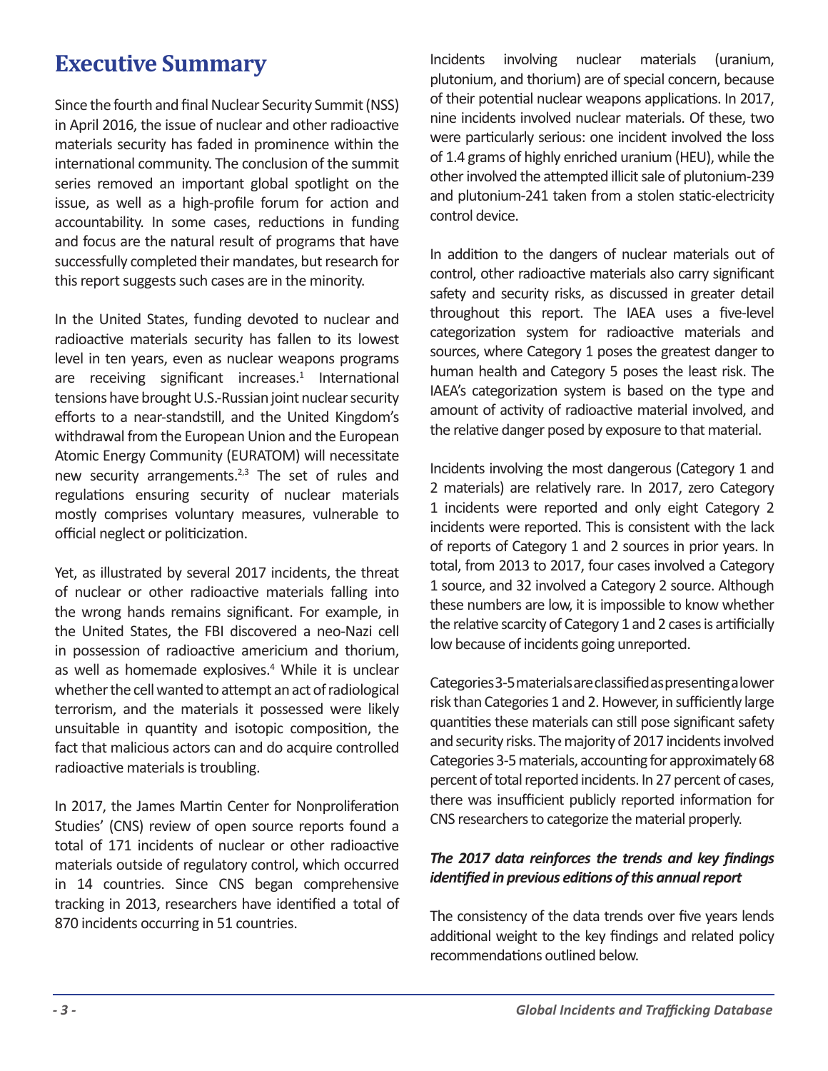# Executive Summary

Since the fourth and final Nuclear Security Summit (NSS) in April 2016, the issue of nuclear and other radioactive materials security has faded in prominence within the international community. The conclusion of the summit series removed an important global spotlight on the issue, as well as a high-profile forum for action and accountability. In some cases, reductions in funding and focus are the natural result of programs that have successfully completed their mandates, but research for this report suggests such cases are in the minority.

In the United States, funding devoted to nuclear and radioactive materials security has fallen to its lowest level in ten years, even as nuclear weapons programs are receiving significant increases.[1] International tensions have brought U.S.-Russian joint nuclear security efforts to a near-standstill, and the United Kingdom's withdrawal from the European Union and the European Atomic Energy Community (EURATOM) will necessitate new security arrangements.[2,3] The set of rules and regulations ensuring security of nuclear materials mostly comprises voluntary measures, vulnerable to official neglect or politicization.

Yet, as illustrated by several 2017 incidents, the threat of nuclear or other radioactive materials falling into the wrong hands remains significant. For example, in the United States, the FBI discovered a neo-Nazi cell in possession of radioactive americium and thorium, as well as homemade explosives.[4] While it is unclear whether the cell wanted to attempt an act of radiological terrorism, and the materials it possessed were likely unsuitable in quantity and isotopic composition, the fact that malicious actors can and do acquire controlled radioactive materials is troubling.

In 2017, the James Martin Center for Nonproliferation Studies' (CNS) review of open source reports found a total of 171 incidents of nuclear or other radioactive materials outside of regulatory control, which occurred in 14 countries. Since CNS began comprehensive tracking in 2013, researchers have identified a total of 870 incidents occurring in 51 countries.

Incidents involving nuclear materials (uranium, plutonium, and thorium) are of special concern, because of their potential nuclear weapons applications. In 2017, nine incidents involved nuclear materials. Of these, two were particularly serious: one incident involved the loss of 1.4 grams of highly enriched uranium (HEU), while the other involved the attempted illicit sale of plutonium-239 and plutonium-241 taken from a stolen static-electricity control device.

In addition to the dangers of nuclear materials out of control, other radioactive materials also carry significant safety and security risks, as discussed in greater detail throughout this report. The IAEA uses a five-level categorization system for radioactive materials and sources, where Category 1 poses the greatest danger to human health and Category 5 poses the least risk. The IAEA's categorization system is based on the type and amount of activity of radioactive material involved, and the relative danger posed by exposure to that material.

Incidents involving the most dangerous (Category 1 and 2 materials) are relatively rare. In 2017, zero Category 1 incidents were reported and only eight Category 2 incidents were reported. This is consistent with the lack of reports of Category 1 and 2 sources in prior years. In total, from 2013 to 2017, four cases involved a Category 1 source, and 32 involved a Category 2 source. Although these numbers are low, it is impossible to know whether the relative scarcity of Category 1 and 2 cases is artificially low because of incidents going unreported.

Categories 3-5 materials are classified as presenting a lower risk than Categories 1 and 2. However, in sufficiently large quantities these materials can still pose significant safety and security risks. The majority of 2017 incidents involved Categories 3-5 materials, accounting for approximately 68 percent of total reported incidents. In 27 percent of cases, there was insufficient publicly reported information for CNS researchers to categorize the material properly.

***The 2017 data reinforces the trends and key findings identified in previous editions of this annual report***

The consistency of the data trends over five years lends additional weight to the key findings and related policy recommendations outlined below.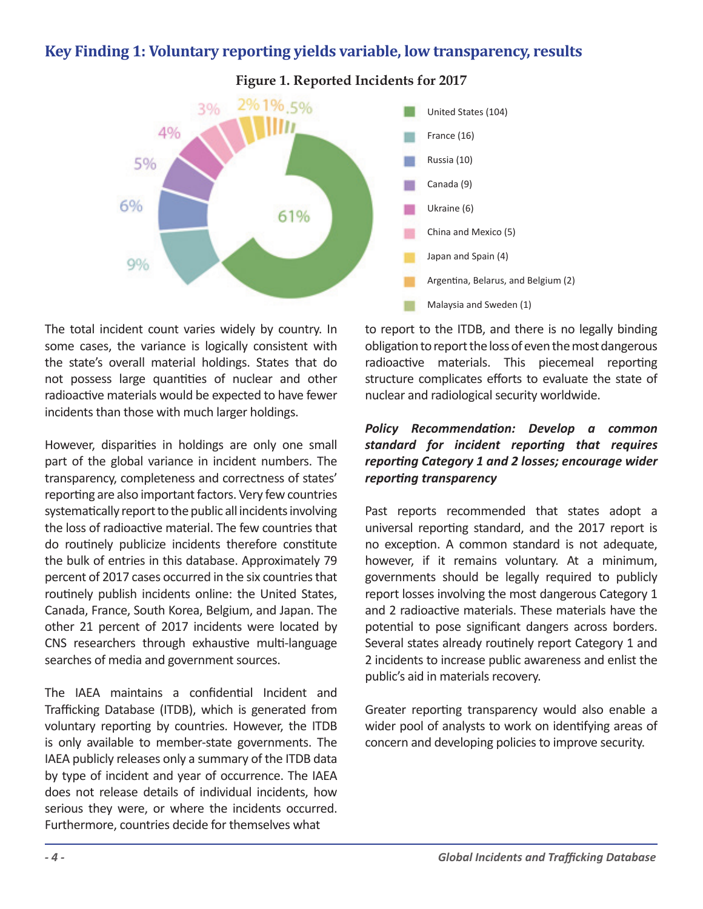## Key Finding 1: Voluntary reporting yields variable, low transparency, results

**Figure 1. Reported Incidents for 2017**

| Country | Incidents | Share |
|---|---|---|
| United States | 104 | 61% |
| France | 16 | 9% |
| Russia | 10 | 6% |
| Canada | 9 | 5% |
| Ukraine | 6 | 4% |
| China and Mexico | 5 | 3% |
| Japan and Spain | 4 | 2% |
| Argentina, Belarus, and Belgium | 2 | 1% |
| Malaysia and Sweden | 1 | .5% |

The total incident count varies widely by country. In some cases, the variance is logically consistent with the state's overall material holdings. States that do not possess large quantities of nuclear and other radioactive materials would be expected to have fewer incidents than those with much larger holdings.

However, disparities in holdings are only one small part of the global variance in incident numbers. The transparency, completeness and correctness of states' reporting are also important factors. Very few countries systematically report to the public all incidents involving the loss of radioactive material. The few countries that do routinely publicize incidents therefore constitute the bulk of entries in this database. Approximately 79 percent of 2017 cases occurred in the six countries that routinely publish incidents online: the United States, Canada, France, South Korea, Belgium, and Japan. The other 21 percent of 2017 incidents were located by CNS researchers through exhaustive multi-language searches of media and government sources.

The IAEA maintains a confidential Incident and Trafficking Database (ITDB), which is generated from voluntary reporting by countries. However, the ITDB is only available to member-state governments. The IAEA publicly releases only a summary of the ITDB data by type of incident and year of occurrence. The IAEA does not release details of individual incidents, how serious they were, or where the incidents occurred. Furthermore, countries decide for themselves what to report to the ITDB, and there is no legally binding obligation to report the loss of even the most dangerous radioactive materials. This piecemeal reporting structure complicates efforts to evaluate the state of nuclear and radiological security worldwide.

***Policy Recommendation: Develop a common standard for incident reporting that requires reporting Category 1 and 2 losses; encourage wider reporting transparency***

Past reports recommended that states adopt a universal reporting standard, and the 2017 report is no exception. A common standard is not adequate, however, if it remains voluntary. At a minimum, governments should be legally required to publicly report losses involving the most dangerous Category 1 and 2 radioactive materials. These materials have the potential to pose significant dangers across borders. Several states already routinely report Category 1 and 2 incidents to increase public awareness and enlist the public's aid in materials recovery.

Greater reporting transparency would also enable a wider pool of analysts to work on identifying areas of concern and developing policies to improve security.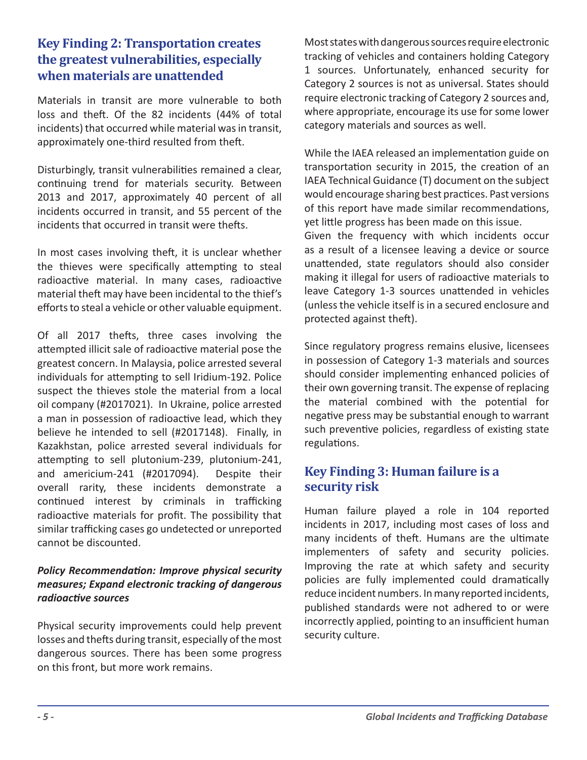## Key Finding 2: Transportation creates the greatest vulnerabilities, especially when materials are unattended

Materials in transit are more vulnerable to both loss and theft. Of the 82 incidents (44% of total incidents) that occurred while material was in transit, approximately one-third resulted from theft.

Disturbingly, transit vulnerabilities remained a clear, continuing trend for materials security. Between 2013 and 2017, approximately 40 percent of all incidents occurred in transit, and 55 percent of the incidents that occurred in transit were thefts.

In most cases involving theft, it is unclear whether the thieves were specifically attempting to steal radioactive material. In many cases, radioactive material theft may have been incidental to the thief's efforts to steal a vehicle or other valuable equipment.

Of all 2017 thefts, three cases involving the attempted illicit sale of radioactive material pose the greatest concern. In Malaysia, police arrested several individuals for attempting to sell Iridium-192. Police suspect the thieves stole the material from a local oil company (#2017021). In Ukraine, police arrested a man in possession of radioactive lead, which they believe he intended to sell (#2017148). Finally, in Kazakhstan, police arrested several individuals for attempting to sell plutonium-239, plutonium-241, and americium-241 (#2017094). Despite their overall rarity, these incidents demonstrate a continued interest by criminals in trafficking radioactive materials for profit. The possibility that similar trafficking cases go undetected or unreported cannot be discounted.

***Policy Recommendation: Improve physical security measures; Expand electronic tracking of dangerous radioactive sources***

Physical security improvements could help prevent losses and thefts during transit, especially of the most dangerous sources. There has been some progress on this front, but more work remains.

Most states with dangerous sources require electronic tracking of vehicles and containers holding Category 1 sources. Unfortunately, enhanced security for Category 2 sources is not as universal. States should require electronic tracking of Category 2 sources and, where appropriate, encourage its use for some lower category materials and sources as well.

While the IAEA released an implementation guide on transportation security in 2015, the creation of an IAEA Technical Guidance (T) document on the subject would encourage sharing best practices. Past versions of this report have made similar recommendations, yet little progress has been made on this issue.

Given the frequency with which incidents occur as a result of a licensee leaving a device or source unattended, state regulators should also consider making it illegal for users of radioactive materials to leave Category 1-3 sources unattended in vehicles (unless the vehicle itself is in a secured enclosure and protected against theft).

Since regulatory progress remains elusive, licensees in possession of Category 1-3 materials and sources should consider implementing enhanced policies of their own governing transit. The expense of replacing the material combined with the potential for negative press may be substantial enough to warrant such preventive policies, regardless of existing state regulations.

## Key Finding 3: Human failure is a security risk

Human failure played a role in 104 reported incidents in 2017, including most cases of loss and many incidents of theft. Humans are the ultimate implementers of safety and security policies. Improving the rate at which safety and security policies are fully implemented could dramatically reduce incident numbers. In many reported incidents, published standards were not adhered to or were incorrectly applied, pointing to an insufficient human security culture.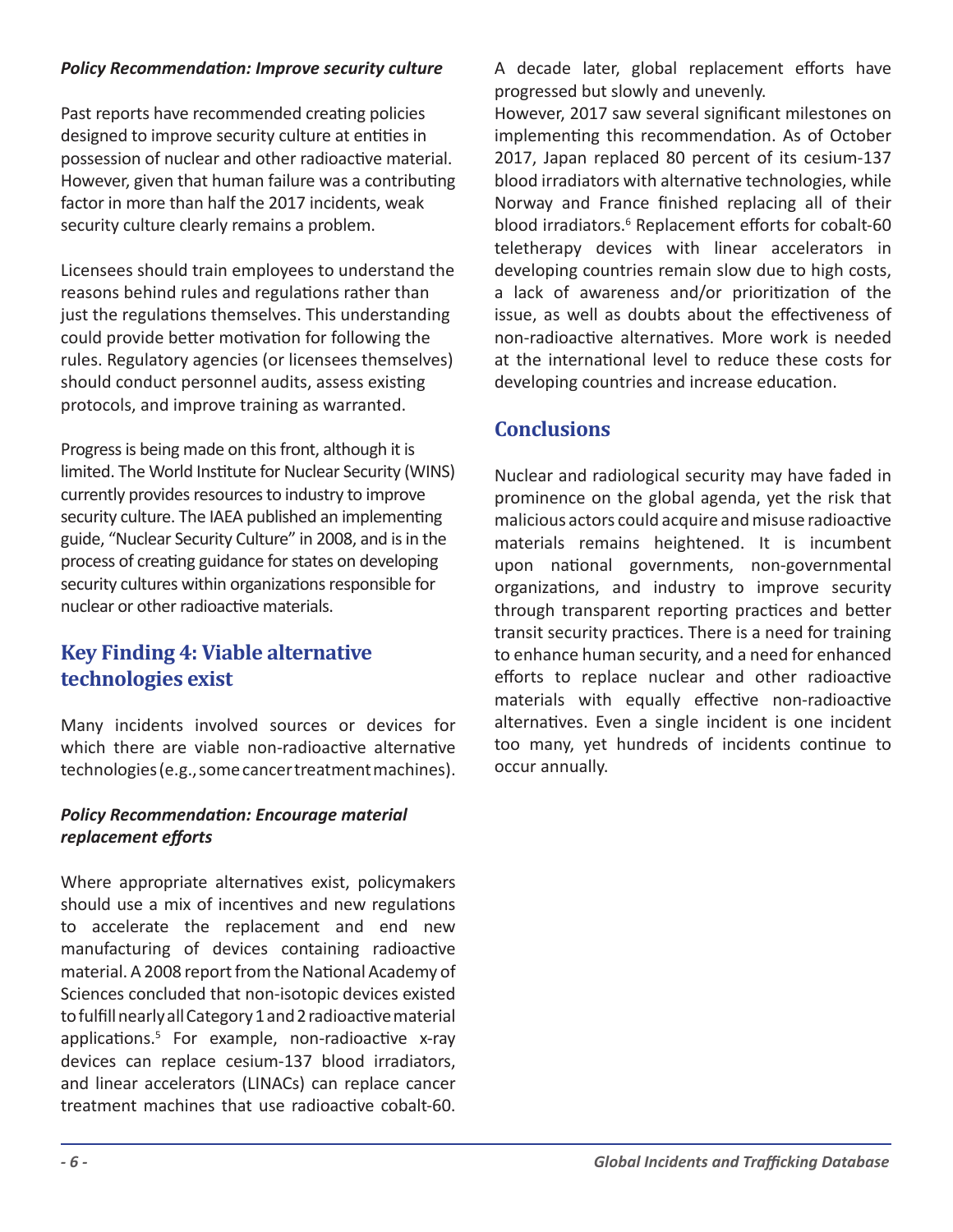***Policy Recommendation: Improve security culture***

Past reports have recommended creating policies designed to improve security culture at entities in possession of nuclear and other radioactive material. However, given that human failure was a contributing factor in more than half the 2017 incidents, weak security culture clearly remains a problem.

Licensees should train employees to understand the reasons behind rules and regulations rather than just the regulations themselves. This understanding could provide better motivation for following the rules. Regulatory agencies (or licensees themselves) should conduct personnel audits, assess existing protocols, and improve training as warranted.

Progress is being made on this front, although it is limited. The World Institute for Nuclear Security (WINS) currently provides resources to industry to improve security culture. The IAEA published an implementing guide, "Nuclear Security Culture" in 2008, and is in the process of creating guidance for states on developing security cultures within organizations responsible for nuclear or other radioactive materials.

## Key Finding 4: Viable alternative technologies exist

Many incidents involved sources or devices for which there are viable non-radioactive alternative technologies (e.g., some cancer treatment machines).

***Policy Recommendation: Encourage material replacement efforts***

Where appropriate alternatives exist, policymakers should use a mix of incentives and new regulations to accelerate the replacement and end new manufacturing of devices containing radioactive material. A 2008 report from the National Academy of Sciences concluded that non-isotopic devices existed to fulfill nearly all Category 1 and 2 radioactive material applications.[5] For example, non-radioactive x-ray devices can replace cesium-137 blood irradiators, and linear accelerators (LINACs) can replace cancer treatment machines that use radioactive cobalt-60. A decade later, global replacement efforts have progressed but slowly and unevenly.

However, 2017 saw several significant milestones on implementing this recommendation. As of October 2017, Japan replaced 80 percent of its cesium-137 blood irradiators with alternative technologies, while Norway and France finished replacing all of their blood irradiators.[6] Replacement efforts for cobalt-60 teletherapy devices with linear accelerators in developing countries remain slow due to high costs, a lack of awareness and/or prioritization of the issue, as well as doubts about the effectiveness of non-radioactive alternatives. More work is needed at the international level to reduce these costs for developing countries and increase education.

## Conclusions

Nuclear and radiological security may have faded in prominence on the global agenda, yet the risk that malicious actors could acquire and misuse radioactive materials remains heightened. It is incumbent upon national governments, non-governmental organizations, and industry to improve security through transparent reporting practices and better transit security practices. There is a need for training to enhance human security, and a need for enhanced efforts to replace nuclear and other radioactive materials with equally effective non-radioactive alternatives. Even a single incident is one incident too many, yet hundreds of incidents continue to occur annually.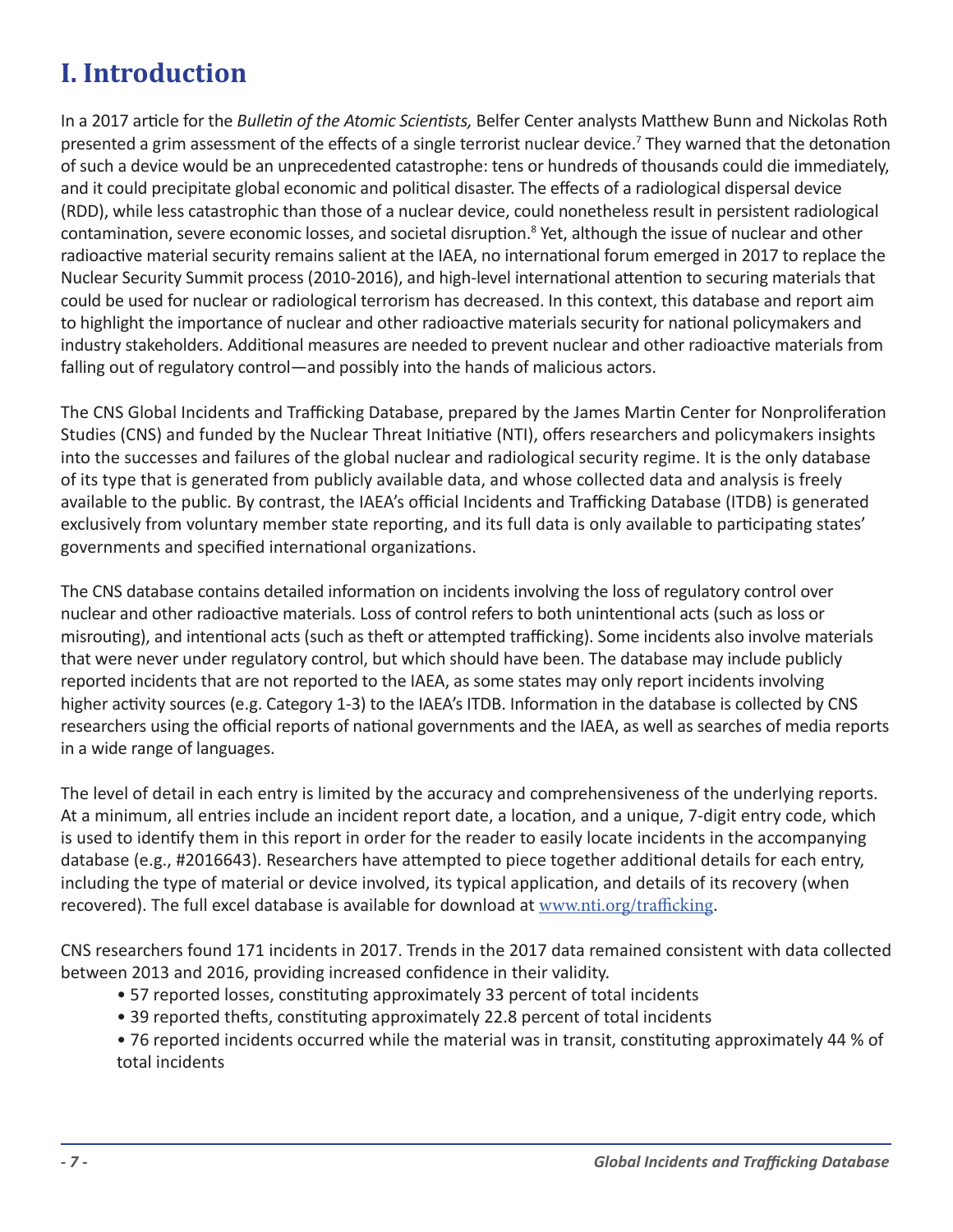# I. Introduction

In a 2017 article for the *Bulletin of the Atomic Scientists,* Belfer Center analysts Matthew Bunn and Nickolas Roth presented a grim assessment of the effects of a single terrorist nuclear device.[7] They warned that the detonation of such a device would be an unprecedented catastrophe: tens or hundreds of thousands could die immediately, and it could precipitate global economic and political disaster. The effects of a radiological dispersal device (RDD), while less catastrophic than those of a nuclear device, could nonetheless result in persistent radiological contamination, severe economic losses, and societal disruption.[8] Yet, although the issue of nuclear and other radioactive material security remains salient at the IAEA, no international forum emerged in 2017 to replace the Nuclear Security Summit process (2010-2016), and high-level international attention to securing materials that could be used for nuclear or radiological terrorism has decreased. In this context, this database and report aim to highlight the importance of nuclear and other radioactive materials security for national policymakers and industry stakeholders. Additional measures are needed to prevent nuclear and other radioactive materials from falling out of regulatory control—and possibly into the hands of malicious actors.

The CNS Global Incidents and Trafficking Database, prepared by the James Martin Center for Nonproliferation Studies (CNS) and funded by the Nuclear Threat Initiative (NTI), offers researchers and policymakers insights into the successes and failures of the global nuclear and radiological security regime. It is the only database of its type that is generated from publicly available data, and whose collected data and analysis is freely available to the public. By contrast, the IAEA's official Incidents and Trafficking Database (ITDB) is generated exclusively from voluntary member state reporting, and its full data is only available to participating states' governments and specified international organizations.

The CNS database contains detailed information on incidents involving the loss of regulatory control over nuclear and other radioactive materials. Loss of control refers to both unintentional acts (such as loss or misrouting), and intentional acts (such as theft or attempted trafficking). Some incidents also involve materials that were never under regulatory control, but which should have been. The database may include publicly reported incidents that are not reported to the IAEA, as some states may only report incidents involving higher activity sources (e.g. Category 1-3) to the IAEA's ITDB. Information in the database is collected by CNS researchers using the official reports of national governments and the IAEA, as well as searches of media reports in a wide range of languages.

The level of detail in each entry is limited by the accuracy and comprehensiveness of the underlying reports. At a minimum, all entries include an incident report date, a location, and a unique, 7-digit entry code, which is used to identify them in this report in order for the reader to easily locate incidents in the accompanying database (e.g., #2016643). Researchers have attempted to piece together additional details for each entry, including the type of material or device involved, its typical application, and details of its recovery (when recovered). The full excel database is available for download at www.nti.org/trafficking.

CNS researchers found 171 incidents in 2017. Trends in the 2017 data remained consistent with data collected between 2013 and 2016, providing increased confidence in their validity.

- 57 reported losses, constituting approximately 33 percent of total incidents
- 39 reported thefts, constituting approximately 22.8 percent of total incidents
- 76 reported incidents occurred while the material was in transit, constituting approximately 44 % of total incidents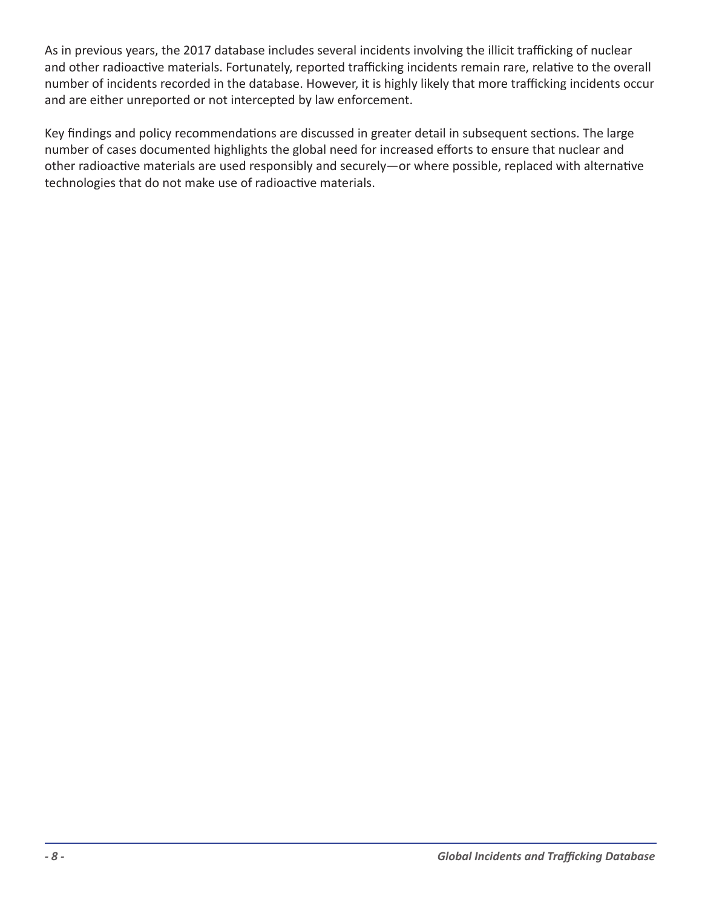As in previous years, the 2017 database includes several incidents involving the illicit trafficking of nuclear and other radioactive materials. Fortunately, reported trafficking incidents remain rare, relative to the overall number of incidents recorded in the database. However, it is highly likely that more trafficking incidents occur and are either unreported or not intercepted by law enforcement.

Key findings and policy recommendations are discussed in greater detail in subsequent sections. The large number of cases documented highlights the global need for increased efforts to ensure that nuclear and other radioactive materials are used responsibly and securely—or where possible, replaced with alternative technologies that do not make use of radioactive materials.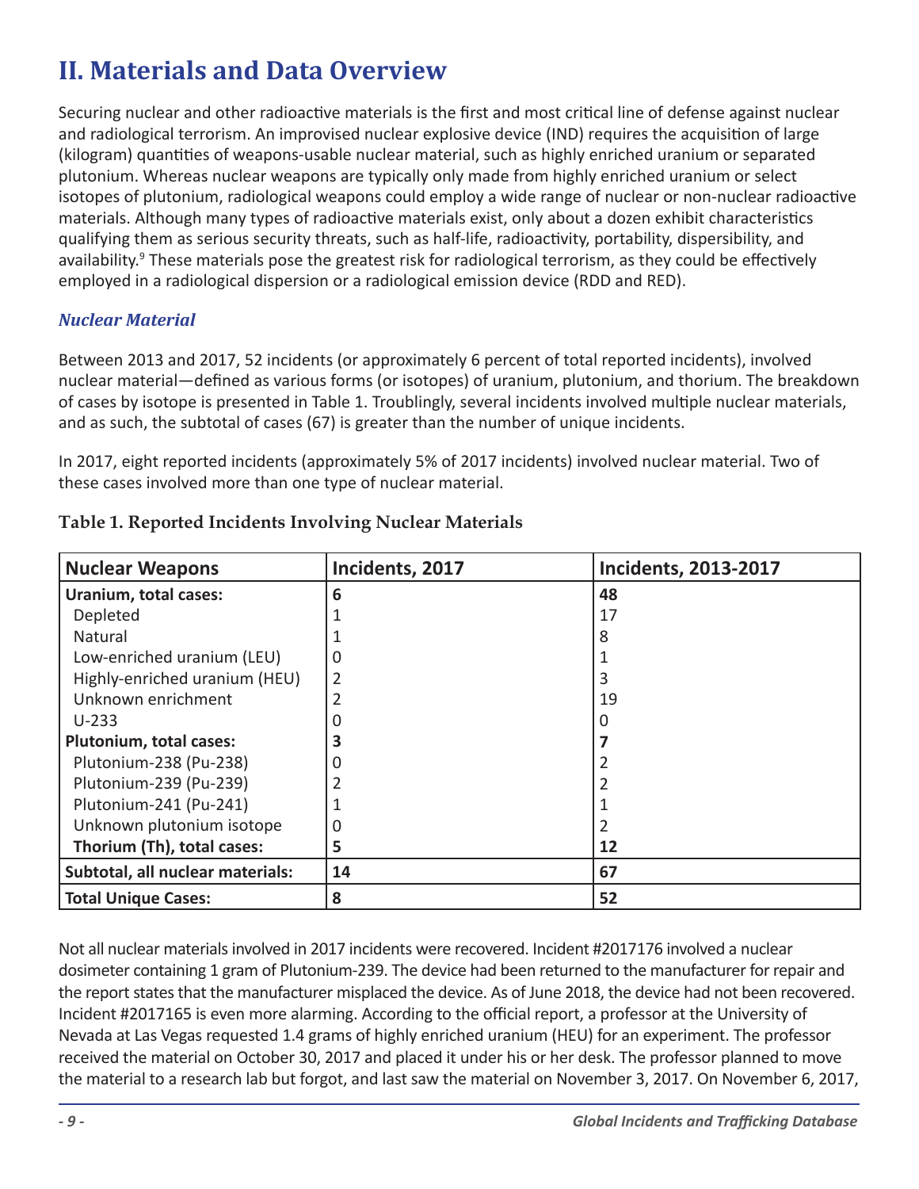## II. Materials and Data Overview

Securing nuclear and other radioactive materials is the first and most critical line of defense against nuclear and radiological terrorism. An improvised nuclear explosive device (IND) requires the acquisition of large (kilogram) quantities of weapons-usable nuclear material, such as highly enriched uranium or separated plutonium. Whereas nuclear weapons are typically only made from highly enriched uranium or select isotopes of plutonium, radiological weapons could employ a wide range of nuclear or non-nuclear radioactive materials. Although many types of radioactive materials exist, only about a dozen exhibit characteristics qualifying them as serious security threats, such as half-life, radioactivity, portability, dispersibility, and availability.[9] These materials pose the greatest risk for radiological terrorism, as they could be effectively employed in a radiological dispersion or a radiological emission device (RDD and RED).

### *Nuclear Material*

Between 2013 and 2017, 52 incidents (or approximately 6 percent of total reported incidents), involved nuclear material—defined as various forms (or isotopes) of uranium, plutonium, and thorium. The breakdown of cases by isotope is presented in Table 1. Troublingly, several incidents involved multiple nuclear materials, and as such, the subtotal of cases (67) is greater than the number of unique incidents.

In 2017, eight reported incidents (approximately 5% of 2017 incidents) involved nuclear material. Two of these cases involved more than one type of nuclear material.

**Table 1. Reported Incidents Involving Nuclear Materials**

| Nuclear Weapons | Incidents, 2017 | Incidents, 2013-2017 |
|---|---|---|
| **Uranium, total cases:** | **6** | **48** |
| Depleted | 1 | 17 |
| Natural | 1 | 8 |
| Low-enriched uranium (LEU) | 0 | 1 |
| Highly-enriched uranium (HEU) | 2 | 3 |
| Unknown enrichment | 2 | 19 |
| U-233 | 0 | 0 |
| **Plutonium, total cases:** | **3** | **7** |
| Plutonium-238 (Pu-238) | 0 | 2 |
| Plutonium-239 (Pu-239) | 2 | 2 |
| Plutonium-241 (Pu-241) | 1 | 1 |
| Unknown plutonium isotope | 0 | 2 |
| **Thorium (Th), total cases:** | **5** | **12** |
| **Subtotal, all nuclear materials:** | **14** | **67** |
| **Total Unique Cases:** | **8** | **52** |

Not all nuclear materials involved in 2017 incidents were recovered. Incident #2017176 involved a nuclear dosimeter containing 1 gram of Plutonium-239. The device had been returned to the manufacturer for repair and the report states that the manufacturer misplaced the device. As of June 2018, the device had not been recovered. Incident #2017165 is even more alarming. According to the official report, a professor at the University of Nevada at Las Vegas requested 1.4 grams of highly enriched uranium (HEU) for an experiment. The professor received the material on October 30, 2017 and placed it under his or her desk. The professor planned to move the material to a research lab but forgot, and last saw the material on November 3, 2017. On November 6, 2017,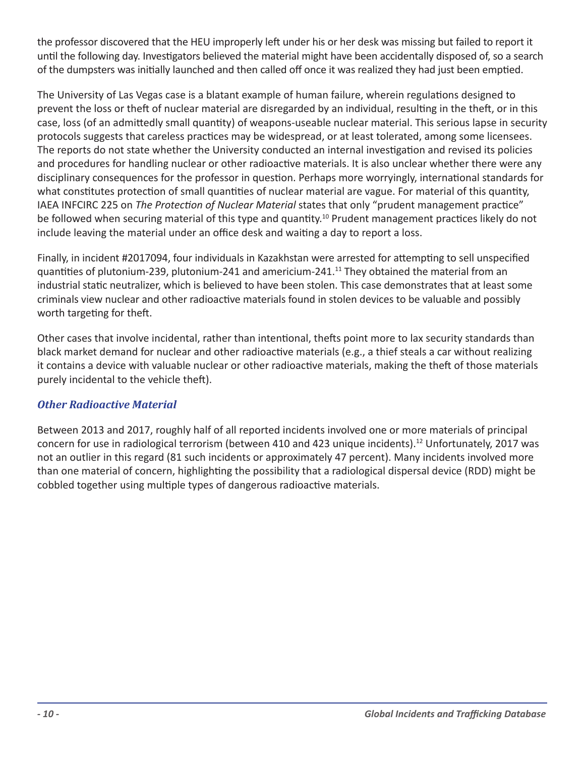the professor discovered that the HEU improperly left under his or her desk was missing but failed to report it until the following day. Investigators believed the material might have been accidentally disposed of, so a search of the dumpsters was initially launched and then called off once it was realized they had just been emptied.

The University of Las Vegas case is a blatant example of human failure, wherein regulations designed to prevent the loss or theft of nuclear material are disregarded by an individual, resulting in the theft, or in this case, loss (of an admittedly small quantity) of weapons-useable nuclear material. This serious lapse in security protocols suggests that careless practices may be widespread, or at least tolerated, among some licensees. The reports do not state whether the University conducted an internal investigation and revised its policies and procedures for handling nuclear or other radioactive materials. It is also unclear whether there were any disciplinary consequences for the professor in question. Perhaps more worryingly, international standards for what constitutes protection of small quantities of nuclear material are vague. For material of this quantity, IAEA INFCIRC 225 on *The Protection of Nuclear Material* states that only "prudent management practice" be followed when securing material of this type and quantity.[10] Prudent management practices likely do not include leaving the material under an office desk and waiting a day to report a loss.

Finally, in incident #2017094, four individuals in Kazakhstan were arrested for attempting to sell unspecified quantities of plutonium-239, plutonium-241 and americium-241.[11] They obtained the material from an industrial static neutralizer, which is believed to have been stolen. This case demonstrates that at least some criminals view nuclear and other radioactive materials found in stolen devices to be valuable and possibly worth targeting for theft.

Other cases that involve incidental, rather than intentional, thefts point more to lax security standards than black market demand for nuclear and other radioactive materials (e.g., a thief steals a car without realizing it contains a device with valuable nuclear or other radioactive materials, making the theft of those materials purely incidental to the vehicle theft).

### *Other Radioactive Material*

Between 2013 and 2017, roughly half of all reported incidents involved one or more materials of principal concern for use in radiological terrorism (between 410 and 423 unique incidents).[12] Unfortunately, 2017 was not an outlier in this regard (81 such incidents or approximately 47 percent). Many incidents involved more than one material of concern, highlighting the possibility that a radiological dispersal device (RDD) might be cobbled together using multiple types of dangerous radioactive materials.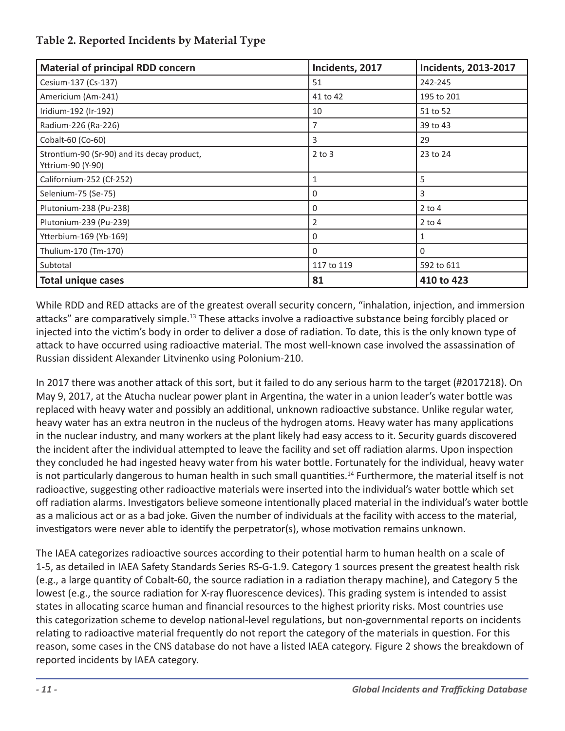**Table 2. Reported Incidents by Material Type**

| Material of principal RDD concern | Incidents, 2017 | Incidents, 2013-2017 |
|---|---|---|
| Cesium-137 (Cs-137) | 51 | 242-245 |
| Americium (Am-241) | 41 to 42 | 195 to 201 |
| Iridium-192 (Ir-192) | 10 | 51 to 52 |
| Radium-226 (Ra-226) | 7 | 39 to 43 |
| Cobalt-60 (Co-60) | 3 | 29 |
| Strontium-90 (Sr-90) and its decay product, Yttrium-90 (Y-90) | 2 to 3 | 23 to 24 |
| Californium-252 (Cf-252) | 1 | 5 |
| Selenium-75 (Se-75) | 0 | 3 |
| Plutonium-238 (Pu-238) | 0 | 2 to 4 |
| Plutonium-239 (Pu-239) | 2 | 2 to 4 |
| Ytterbium-169 (Yb-169) | 0 | 1 |
| Thulium-170 (Tm-170) | 0 | 0 |
| Subtotal | 117 to 119 | 592 to 611 |
| **Total unique cases** | **81** | **410 to 423** |

While RDD and RED attacks are of the greatest overall security concern, "inhalation, injection, and immersion attacks" are comparatively simple.[13] These attacks involve a radioactive substance being forcibly placed or injected into the victim's body in order to deliver a dose of radiation. To date, this is the only known type of attack to have occurred using radioactive material. The most well-known case involved the assassination of Russian dissident Alexander Litvinenko using Polonium-210.

In 2017 there was another attack of this sort, but it failed to do any serious harm to the target (#2017218). On May 9, 2017, at the Atucha nuclear power plant in Argentina, the water in a union leader's water bottle was replaced with heavy water and possibly an additional, unknown radioactive substance. Unlike regular water, heavy water has an extra neutron in the nucleus of the hydrogen atoms. Heavy water has many applications in the nuclear industry, and many workers at the plant likely had easy access to it. Security guards discovered the incident after the individual attempted to leave the facility and set off radiation alarms. Upon inspection they concluded he had ingested heavy water from his water bottle. Fortunately for the individual, heavy water is not particularly dangerous to human health in such small quantities.[14] Furthermore, the material itself is not radioactive, suggesting other radioactive materials were inserted into the individual's water bottle which set off radiation alarms. Investigators believe someone intentionally placed material in the individual's water bottle as a malicious act or as a bad joke. Given the number of individuals at the facility with access to the material, investigators were never able to identify the perpetrator(s), whose motivation remains unknown.

The IAEA categorizes radioactive sources according to their potential harm to human health on a scale of 1-5, as detailed in IAEA Safety Standards Series RS-G-1.9. Category 1 sources present the greatest health risk (e.g., a large quantity of Cobalt-60, the source radiation in a radiation therapy machine), and Category 5 the lowest (e.g., the source radiation for X-ray fluorescence devices). This grading system is intended to assist states in allocating scarce human and financial resources to the highest priority risks. Most countries use this categorization scheme to develop national-level regulations, but non-governmental reports on incidents relating to radioactive material frequently do not report the category of the materials in question. For this reason, some cases in the CNS database do not have a listed IAEA category. Figure 2 shows the breakdown of reported incidents by IAEA category.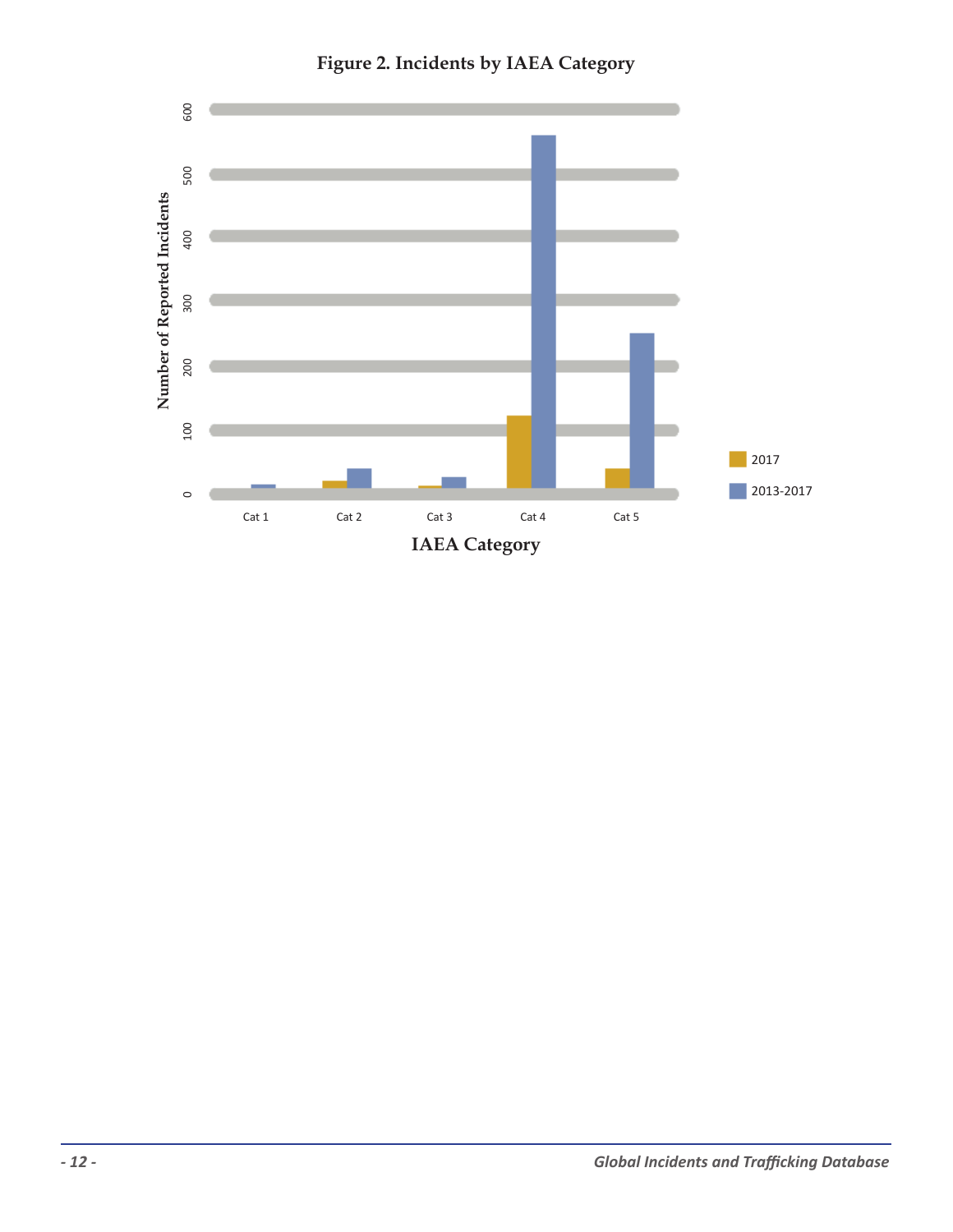**Figure 2. Incidents by IAEA Category**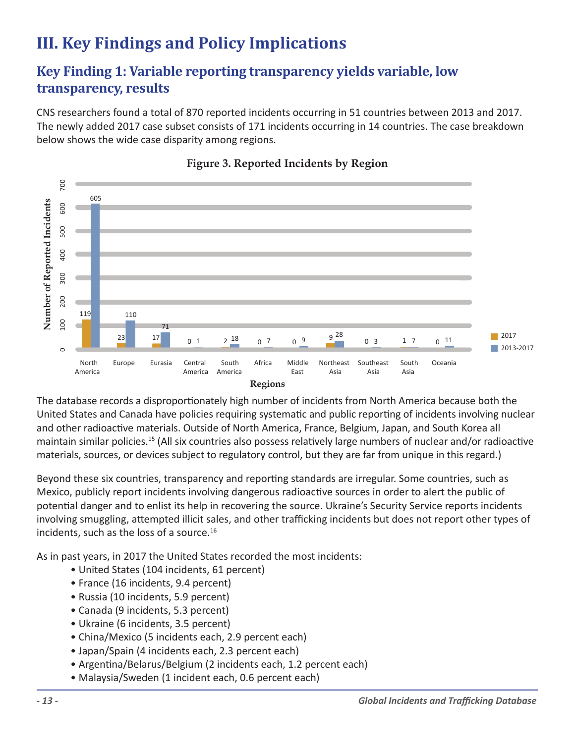# III. Key Findings and Policy Implications

## Key Finding 1: Variable reporting transparency yields variable, low transparency, results

CNS researchers found a total of 870 reported incidents occurring in 51 countries between 2013 and 2017. The newly added 2017 case subset consists of 171 incidents occurring in 14 countries. The case breakdown below shows the wide case disparity among regions.

**Figure 3. Reported Incidents by Region**

| Regions | 2017 | 2013-2017 |
|---|---|---|
| North America | 119 | 605 |
| Europe | 23 | 110 |
| Eurasia | 17 | 71 |
| Central America | 0 | 1 |
| South America | 2 | 18 |
| Africa | 0 | 7 |
| Middle East | 0 | 9 |
| Northeast Asia | 9 | 28 |
| Southeast Asia | 0 | 3 |
| South Asia | 1 | 7 |
| Oceania | 0 | 11 |

The database records a disproportionately high number of incidents from North America because both the United States and Canada have policies requiring systematic and public reporting of incidents involving nuclear and other radioactive materials. Outside of North America, France, Belgium, Japan, and South Korea all maintain similar policies.[15] (All six countries also possess relatively large numbers of nuclear and/or radioactive materials, sources, or devices subject to regulatory control, but they are far from unique in this regard.)

Beyond these six countries, transparency and reporting standards are irregular. Some countries, such as Mexico, publicly report incidents involving dangerous radioactive sources in order to alert the public of potential danger and to enlist its help in recovering the source. Ukraine's Security Service reports incidents involving smuggling, attempted illicit sales, and other trafficking incidents but does not report other types of incidents, such as the loss of a source.[16]

As in past years, in 2017 the United States recorded the most incidents:

- United States (104 incidents, 61 percent)
- France (16 incidents, 9.4 percent)
- Russia (10 incidents, 5.9 percent)
- Canada (9 incidents, 5.3 percent)
- Ukraine (6 incidents, 3.5 percent)
- China/Mexico (5 incidents each, 2.9 percent each)
- Japan/Spain (4 incidents each, 2.3 percent each)
- Argentina/Belarus/Belgium (2 incidents each, 1.2 percent each)
- Malaysia/Sweden (1 incident each, 0.6 percent each)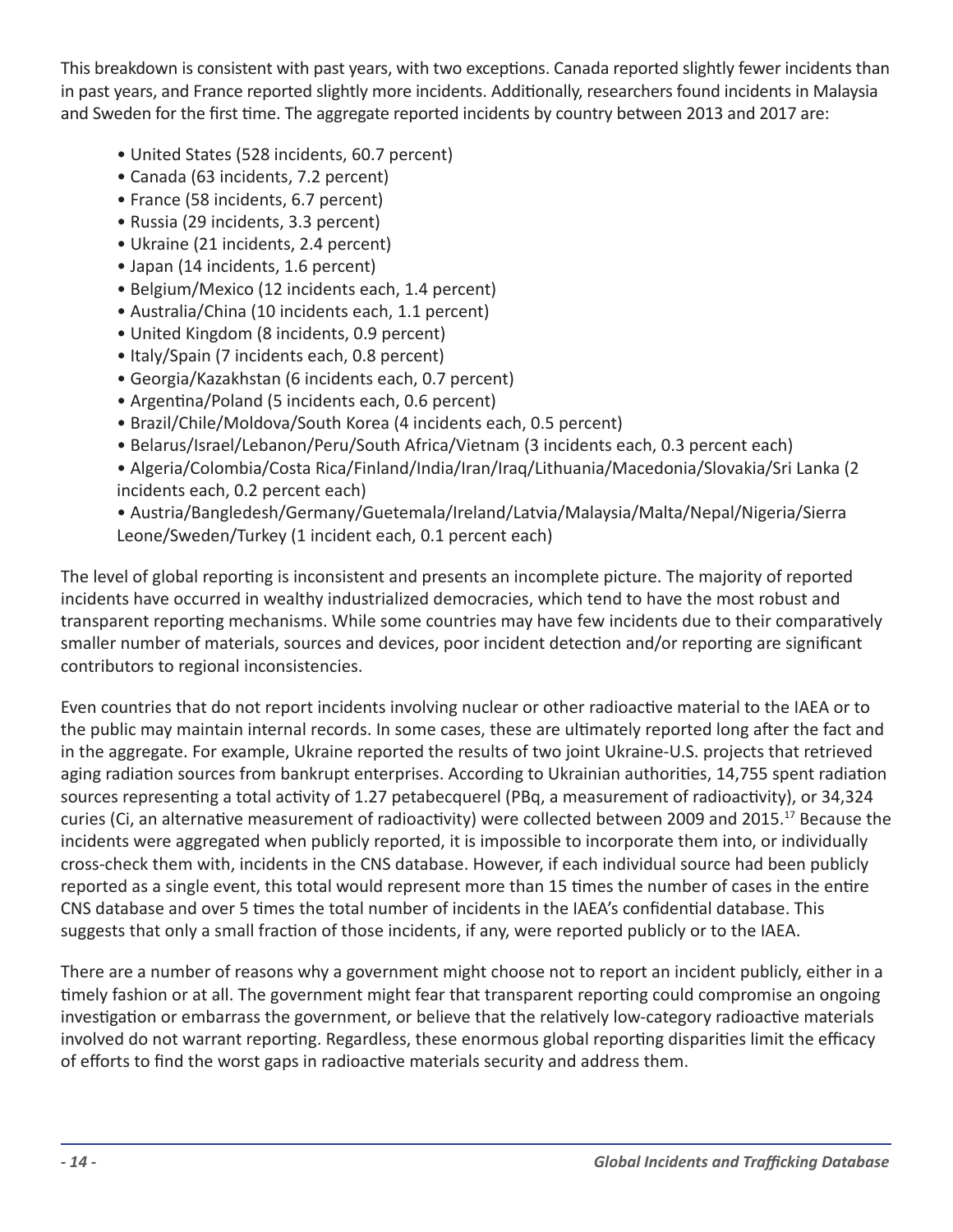This breakdown is consistent with past years, with two exceptions. Canada reported slightly fewer incidents than in past years, and France reported slightly more incidents. Additionally, researchers found incidents in Malaysia and Sweden for the first time. The aggregate reported incidents by country between 2013 and 2017 are:

- United States (528 incidents, 60.7 percent)
- Canada (63 incidents, 7.2 percent)
- France (58 incidents, 6.7 percent)
- Russia (29 incidents, 3.3 percent)
- Ukraine (21 incidents, 2.4 percent)
- Japan (14 incidents, 1.6 percent)
- Belgium/Mexico (12 incidents each, 1.4 percent)
- Australia/China (10 incidents each, 1.1 percent)
- United Kingdom (8 incidents, 0.9 percent)
- Italy/Spain (7 incidents each, 0.8 percent)
- Georgia/Kazakhstan (6 incidents each, 0.7 percent)
- Argentina/Poland (5 incidents each, 0.6 percent)
- Brazil/Chile/Moldova/South Korea (4 incidents each, 0.5 percent)
- Belarus/Israel/Lebanon/Peru/South Africa/Vietnam (3 incidents each, 0.3 percent each)
- Algeria/Colombia/Costa Rica/Finland/India/Iran/Iraq/Lithuania/Macedonia/Slovakia/Sri Lanka (2 incidents each, 0.2 percent each)
- Austria/Bangledesh/Germany/Guetemala/Ireland/Latvia/Malaysia/Malta/Nepal/Nigeria/Sierra Leone/Sweden/Turkey (1 incident each, 0.1 percent each)

The level of global reporting is inconsistent and presents an incomplete picture. The majority of reported incidents have occurred in wealthy industrialized democracies, which tend to have the most robust and transparent reporting mechanisms. While some countries may have few incidents due to their comparatively smaller number of materials, sources and devices, poor incident detection and/or reporting are significant contributors to regional inconsistencies.

Even countries that do not report incidents involving nuclear or other radioactive material to the IAEA or to the public may maintain internal records. In some cases, these are ultimately reported long after the fact and in the aggregate. For example, Ukraine reported the results of two joint Ukraine-U.S. projects that retrieved aging radiation sources from bankrupt enterprises. According to Ukrainian authorities, 14,755 spent radiation sources representing a total activity of 1.27 petabecquerel (PBq, a measurement of radioactivity), or 34,324 curies (Ci, an alternative measurement of radioactivity) were collected between 2009 and 2015.[17] Because the incidents were aggregated when publicly reported, it is impossible to incorporate them into, or individually cross-check them with, incidents in the CNS database. However, if each individual source had been publicly reported as a single event, this total would represent more than 15 times the number of cases in the entire CNS database and over 5 times the total number of incidents in the IAEA's confidential database. This suggests that only a small fraction of those incidents, if any, were reported publicly or to the IAEA.

There are a number of reasons why a government might choose not to report an incident publicly, either in a timely fashion or at all. The government might fear that transparent reporting could compromise an ongoing investigation or embarrass the government, or believe that the relatively low-category radioactive materials involved do not warrant reporting. Regardless, these enormous global reporting disparities limit the efficacy of efforts to find the worst gaps in radioactive materials security and address them.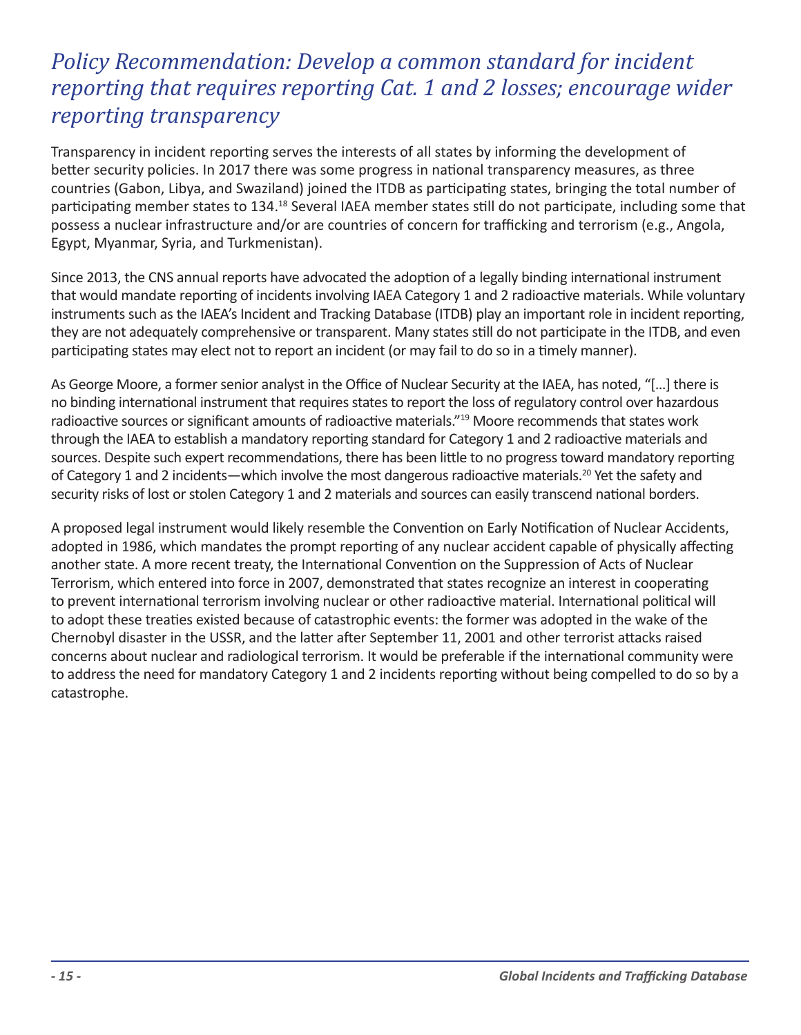## *Policy Recommendation: Develop a common standard for incident reporting that requires reporting Cat. 1 and 2 losses; encourage wider reporting transparency*

Transparency in incident reporting serves the interests of all states by informing the development of better security policies. In 2017 there was some progress in national transparency measures, as three countries (Gabon, Libya, and Swaziland) joined the ITDB as participating states, bringing the total number of participating member states to 134.[18] Several IAEA member states still do not participate, including some that possess a nuclear infrastructure and/or are countries of concern for trafficking and terrorism (e.g., Angola, Egypt, Myanmar, Syria, and Turkmenistan).

Since 2013, the CNS annual reports have advocated the adoption of a legally binding international instrument that would mandate reporting of incidents involving IAEA Category 1 and 2 radioactive materials. While voluntary instruments such as the IAEA's Incident and Tracking Database (ITDB) play an important role in incident reporting, they are not adequately comprehensive or transparent. Many states still do not participate in the ITDB, and even participating states may elect not to report an incident (or may fail to do so in a timely manner).

As George Moore, a former senior analyst in the Office of Nuclear Security at the IAEA, has noted, "[…] there is no binding international instrument that requires states to report the loss of regulatory control over hazardous radioactive sources or significant amounts of radioactive materials."[19] Moore recommends that states work through the IAEA to establish a mandatory reporting standard for Category 1 and 2 radioactive materials and sources. Despite such expert recommendations, there has been little to no progress toward mandatory reporting of Category 1 and 2 incidents—which involve the most dangerous radioactive materials.[20] Yet the safety and security risks of lost or stolen Category 1 and 2 materials and sources can easily transcend national borders.

A proposed legal instrument would likely resemble the Convention on Early Notification of Nuclear Accidents, adopted in 1986, which mandates the prompt reporting of any nuclear accident capable of physically affecting another state. A more recent treaty, the International Convention on the Suppression of Acts of Nuclear Terrorism, which entered into force in 2007, demonstrated that states recognize an interest in cooperating to prevent international terrorism involving nuclear or other radioactive material. International political will to adopt these treaties existed because of catastrophic events: the former was adopted in the wake of the Chernobyl disaster in the USSR, and the latter after September 11, 2001 and other terrorist attacks raised concerns about nuclear and radiological terrorism. It would be preferable if the international community were to address the need for mandatory Category 1 and 2 incidents reporting without being compelled to do so by a catastrophe.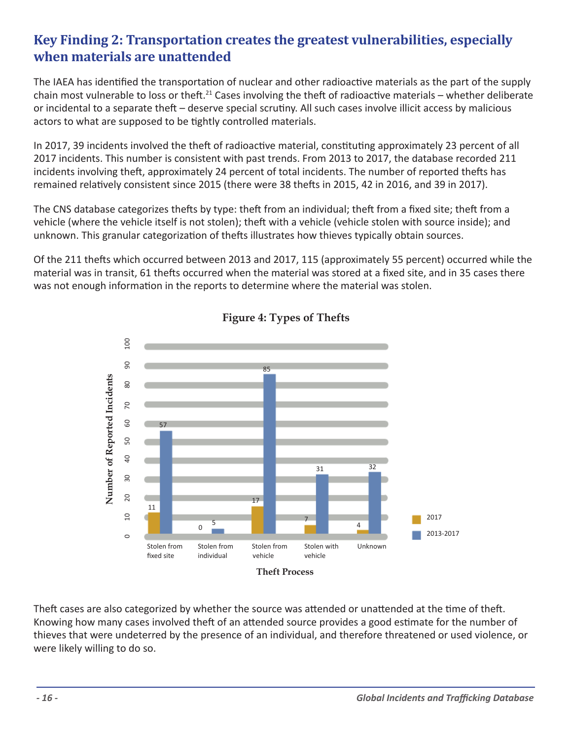## Key Finding 2: Transportation creates the greatest vulnerabilities, especially when materials are unattended

The IAEA has identified the transportation of nuclear and other radioactive materials as the part of the supply chain most vulnerable to loss or theft.[21] Cases involving the theft of radioactive materials – whether deliberate or incidental to a separate theft – deserve special scrutiny. All such cases involve illicit access by malicious actors to what are supposed to be tightly controlled materials.

In 2017, 39 incidents involved the theft of radioactive material, constituting approximately 23 percent of all 2017 incidents. This number is consistent with past trends. From 2013 to 2017, the database recorded 211 incidents involving theft, approximately 24 percent of total incidents. The number of reported thefts has remained relatively consistent since 2015 (there were 38 thefts in 2015, 42 in 2016, and 39 in 2017).

The CNS database categorizes thefts by type: theft from an individual; theft from a fixed site; theft from a vehicle (where the vehicle itself is not stolen); theft with a vehicle (vehicle stolen with source inside); and unknown. This granular categorization of thefts illustrates how thieves typically obtain sources.

Of the 211 thefts which occurred between 2013 and 2017, 115 (approximately 55 percent) occurred while the material was in transit, 61 thefts occurred when the material was stored at a fixed site, and in 35 cases there was not enough information in the reports to determine where the material was stolen.

**Figure 4: Types of Thefts**

| Theft Process | 2017 | 2013-2017 |
|---|---|---|
| Stolen from fixed site | 11 | 57 |
| Stolen from individual | 0 | 5 |
| Stolen from vehicle | 17 | 85 |
| Stolen with vehicle | 7 | 31 |
| Unknown | 4 | 32 |

Theft cases are also categorized by whether the source was attended or unattended at the time of theft. Knowing how many cases involved theft of an attended source provides a good estimate for the number of thieves that were undeterred by the presence of an individual, and therefore threatened or used violence, or were likely willing to do so.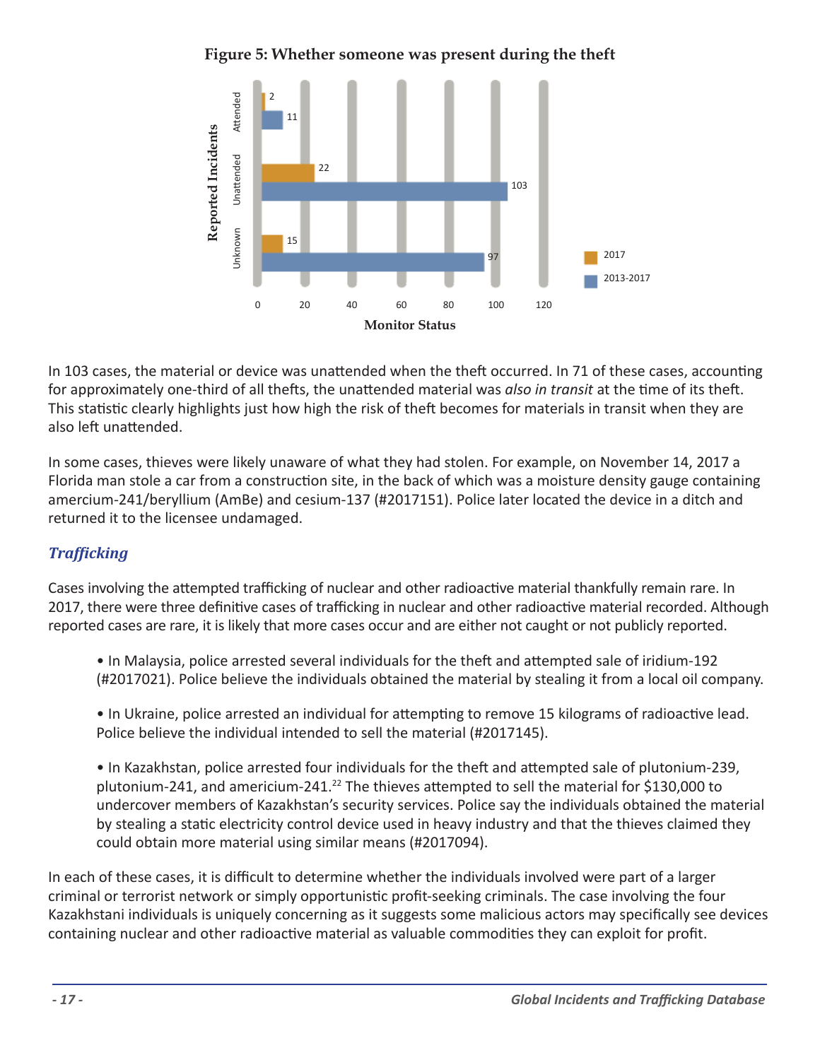**Figure 5: Whether someone was present during the theft**

| Reported Incidents | 2017 | 2013-2017 |
|---|---|---|
| Attended | 2 | 11 |
| Unattended | 22 | 103 |
| Unknown | 15 | 97 |

Monitor Status

In 103 cases, the material or device was unattended when the theft occurred. In 71 of these cases, accounting for approximately one-third of all thefts, the unattended material was *also in transit* at the time of its theft. This statistic clearly highlights just how high the risk of theft becomes for materials in transit when they are also left unattended.

In some cases, thieves were likely unaware of what they had stolen. For example, on November 14, 2017 a Florida man stole a car from a construction site, in the back of which was a moisture density gauge containing amercium-241/beryllium (AmBe) and cesium-137 (#2017151). Police later located the device in a ditch and returned it to the licensee undamaged.

### *Trafficking*

Cases involving the attempted trafficking of nuclear and other radioactive material thankfully remain rare. In 2017, there were three definitive cases of trafficking in nuclear and other radioactive material recorded. Although reported cases are rare, it is likely that more cases occur and are either not caught or not publicly reported.

- In Malaysia, police arrested several individuals for the theft and attempted sale of iridium-192 (#2017021). Police believe the individuals obtained the material by stealing it from a local oil company.

- In Ukraine, police arrested an individual for attempting to remove 15 kilograms of radioactive lead. Police believe the individual intended to sell the material (#2017145).

- In Kazakhstan, police arrested four individuals for the theft and attempted sale of plutonium-239, plutonium-241, and americium-241.[22] The thieves attempted to sell the material for $130,000 to undercover members of Kazakhstan's security services. Police say the individuals obtained the material by stealing a static electricity control device used in heavy industry and that the thieves claimed they could obtain more material using similar means (#2017094).

In each of these cases, it is difficult to determine whether the individuals involved were part of a larger criminal or terrorist network or simply opportunistic profit-seeking criminals. The case involving the four Kazakhstani individuals is uniquely concerning as it suggests some malicious actors may specifically see devices containing nuclear and other radioactive material as valuable commodities they can exploit for profit.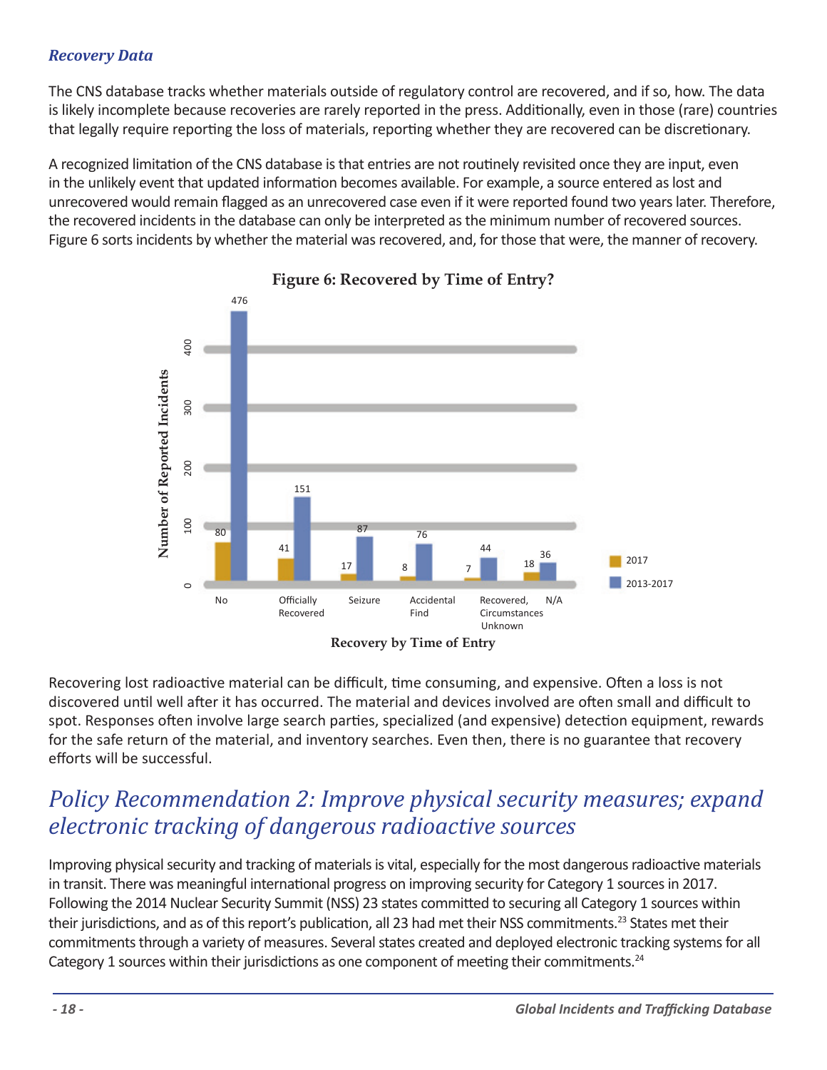### *Recovery Data*

The CNS database tracks whether materials outside of regulatory control are recovered, and if so, how. The data is likely incomplete because recoveries are rarely reported in the press. Additionally, even in those (rare) countries that legally require reporting the loss of materials, reporting whether they are recovered can be discretionary.

A recognized limitation of the CNS database is that entries are not routinely revisited once they are input, even in the unlikely event that updated information becomes available. For example, a source entered as lost and unrecovered would remain flagged as an unrecovered case even if it were reported found two years later. Therefore, the recovered incidents in the database can only be interpreted as the minimum number of recovered sources. Figure 6 sorts incidents by whether the material was recovered, and, for those that were, the manner of recovery.

**Figure 6: Recovered by Time of Entry?**

| Recovery by Time of Entry | 2017 | 2013-2017 |
|---|---|---|
| No | 80 | 476 |
| Officially Recovered | 41 | 151 |
| Seizure | 17 | 87 |
| Accidental Find | 8 | 76 |
| Recovered, Circumstances Unknown | 7 | 44 |
| N/A | 18 | 36 |

Recovering lost radioactive material can be difficult, time consuming, and expensive. Often a loss is not discovered until well after it has occurred. The material and devices involved are often small and difficult to spot. Responses often involve large search parties, specialized (and expensive) detection equipment, rewards for the safe return of the material, and inventory searches. Even then, there is no guarantee that recovery efforts will be successful.

## *Policy Recommendation 2: Improve physical security measures; expand electronic tracking of dangerous radioactive sources*

Improving physical security and tracking of materials is vital, especially for the most dangerous radioactive materials in transit. There was meaningful international progress on improving security for Category 1 sources in 2017. Following the 2014 Nuclear Security Summit (NSS) 23 states committed to securing all Category 1 sources within their jurisdictions, and as of this report's publication, all 23 had met their NSS commitments.[23] States met their commitments through a variety of measures. Several states created and deployed electronic tracking systems for all Category 1 sources within their jurisdictions as one component of meeting their commitments.[24]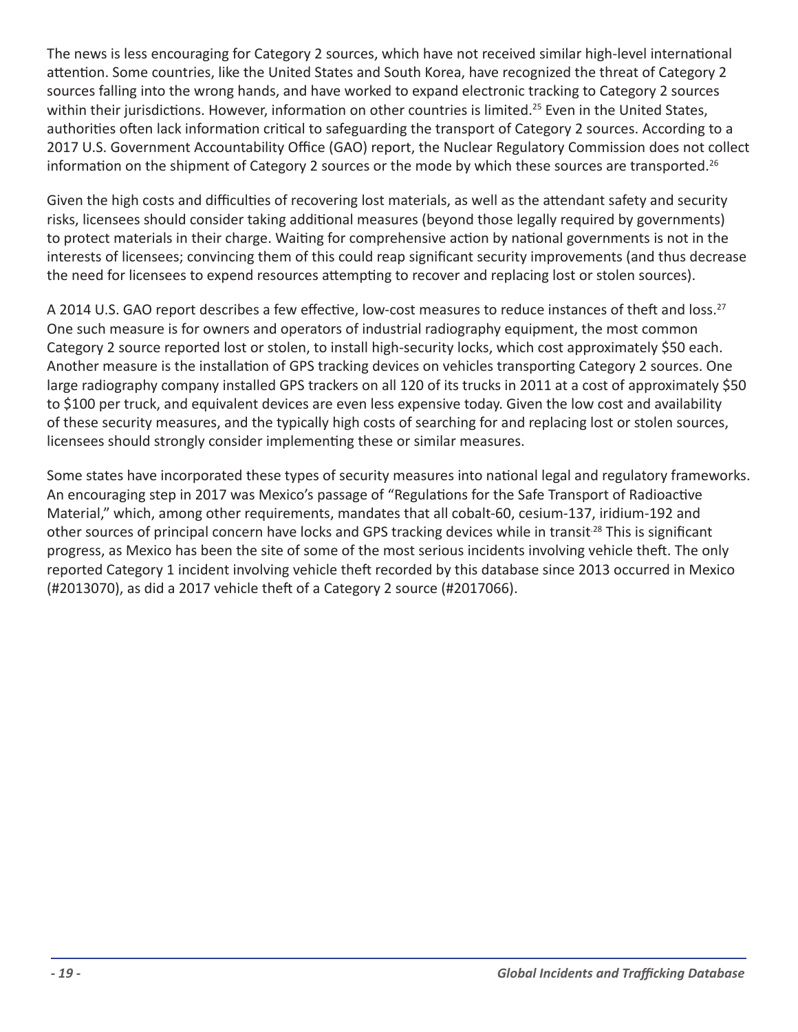The news is less encouraging for Category 2 sources, which have not received similar high-level international attention. Some countries, like the United States and South Korea, have recognized the threat of Category 2 sources falling into the wrong hands, and have worked to expand electronic tracking to Category 2 sources within their jurisdictions. However, information on other countries is limited.[25] Even in the United States, authorities often lack information critical to safeguarding the transport of Category 2 sources. According to a 2017 U.S. Government Accountability Office (GAO) report, the Nuclear Regulatory Commission does not collect information on the shipment of Category 2 sources or the mode by which these sources are transported.[26]

Given the high costs and difficulties of recovering lost materials, as well as the attendant safety and security risks, licensees should consider taking additional measures (beyond those legally required by governments) to protect materials in their charge. Waiting for comprehensive action by national governments is not in the interests of licensees; convincing them of this could reap significant security improvements (and thus decrease the need for licensees to expend resources attempting to recover and replacing lost or stolen sources).

A 2014 U.S. GAO report describes a few effective, low-cost measures to reduce instances of theft and loss.[27] One such measure is for owners and operators of industrial radiography equipment, the most common Category 2 source reported lost or stolen, to install high-security locks, which cost approximately $50 each. Another measure is the installation of GPS tracking devices on vehicles transporting Category 2 sources. One large radiography company installed GPS trackers on all 120 of its trucks in 2011 at a cost of approximately $50 to $100 per truck, and equivalent devices are even less expensive today. Given the low cost and availability of these security measures, and the typically high costs of searching for and replacing lost or stolen sources, licensees should strongly consider implementing these or similar measures.

Some states have incorporated these types of security measures into national legal and regulatory frameworks. An encouraging step in 2017 was Mexico's passage of "Regulations for the Safe Transport of Radioactive Material," which, among other requirements, mandates that all cobalt-60, cesium-137, iridium-192 and other sources of principal concern have locks and GPS tracking devices while in transit.[28] This is significant progress, as Mexico has been the site of some of the most serious incidents involving vehicle theft. The only reported Category 1 incident involving vehicle theft recorded by this database since 2013 occurred in Mexico (#2013070), as did a 2017 vehicle theft of a Category 2 source (#2017066).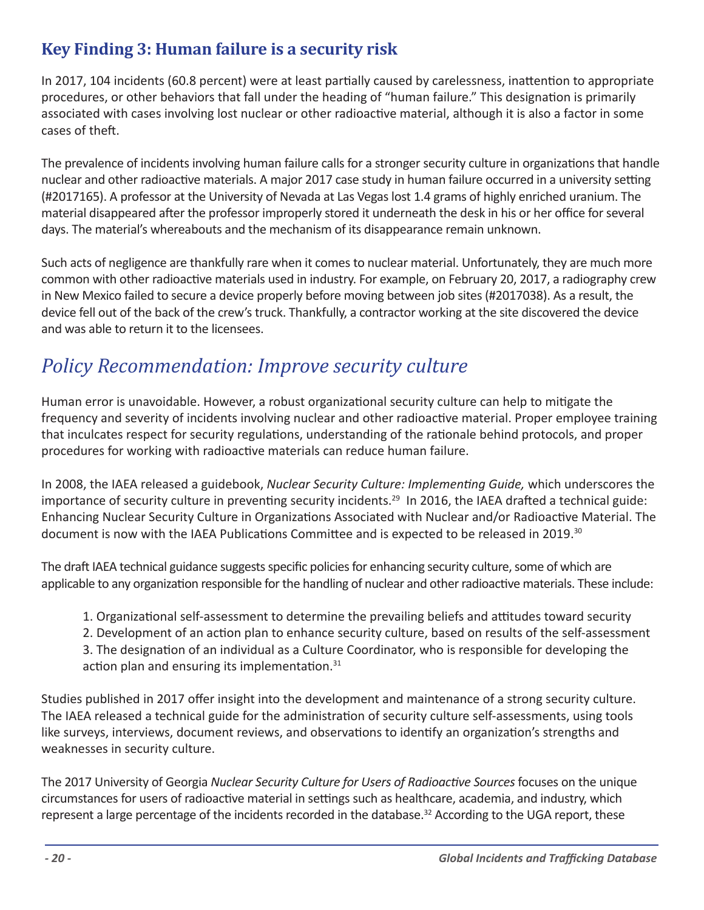## Key Finding 3: Human failure is a security risk

In 2017, 104 incidents (60.8 percent) were at least partially caused by carelessness, inattention to appropriate procedures, or other behaviors that fall under the heading of "human failure." This designation is primarily associated with cases involving lost nuclear or other radioactive material, although it is also a factor in some cases of theft.

The prevalence of incidents involving human failure calls for a stronger security culture in organizations that handle nuclear and other radioactive materials. A major 2017 case study in human failure occurred in a university setting (#2017165). A professor at the University of Nevada at Las Vegas lost 1.4 grams of highly enriched uranium. The material disappeared after the professor improperly stored it underneath the desk in his or her office for several days. The material's whereabouts and the mechanism of its disappearance remain unknown.

Such acts of negligence are thankfully rare when it comes to nuclear material. Unfortunately, they are much more common with other radioactive materials used in industry. For example, on February 20, 2017, a radiography crew in New Mexico failed to secure a device properly before moving between job sites (#2017038). As a result, the device fell out of the back of the crew's truck. Thankfully, a contractor working at the site discovered the device and was able to return it to the licensees.

## *Policy Recommendation: Improve security culture*

Human error is unavoidable. However, a robust organizational security culture can help to mitigate the frequency and severity of incidents involving nuclear and other radioactive material. Proper employee training that inculcates respect for security regulations, understanding of the rationale behind protocols, and proper procedures for working with radioactive materials can reduce human failure.

In 2008, the IAEA released a guidebook, *Nuclear Security Culture: Implementing Guide,* which underscores the importance of security culture in preventing security incidents.[29] In 2016, the IAEA drafted a technical guide: Enhancing Nuclear Security Culture in Organizations Associated with Nuclear and/or Radioactive Material. The document is now with the IAEA Publications Committee and is expected to be released in 2019.[30]

The draft IAEA technical guidance suggests specific policies for enhancing security culture, some of which are applicable to any organization responsible for the handling of nuclear and other radioactive materials. These include:

1. Organizational self-assessment to determine the prevailing beliefs and attitudes toward security
2. Development of an action plan to enhance security culture, based on results of the self-assessment
3. The designation of an individual as a Culture Coordinator, who is responsible for developing the action plan and ensuring its implementation.[31]

Studies published in 2017 offer insight into the development and maintenance of a strong security culture. The IAEA released a technical guide for the administration of security culture self-assessments, using tools like surveys, interviews, document reviews, and observations to identify an organization's strengths and weaknesses in security culture.

The 2017 University of Georgia *Nuclear Security Culture for Users of Radioactive Sources* focuses on the unique circumstances for users of radioactive material in settings such as healthcare, academia, and industry, which represent a large percentage of the incidents recorded in the database.[32] According to the UGA report, these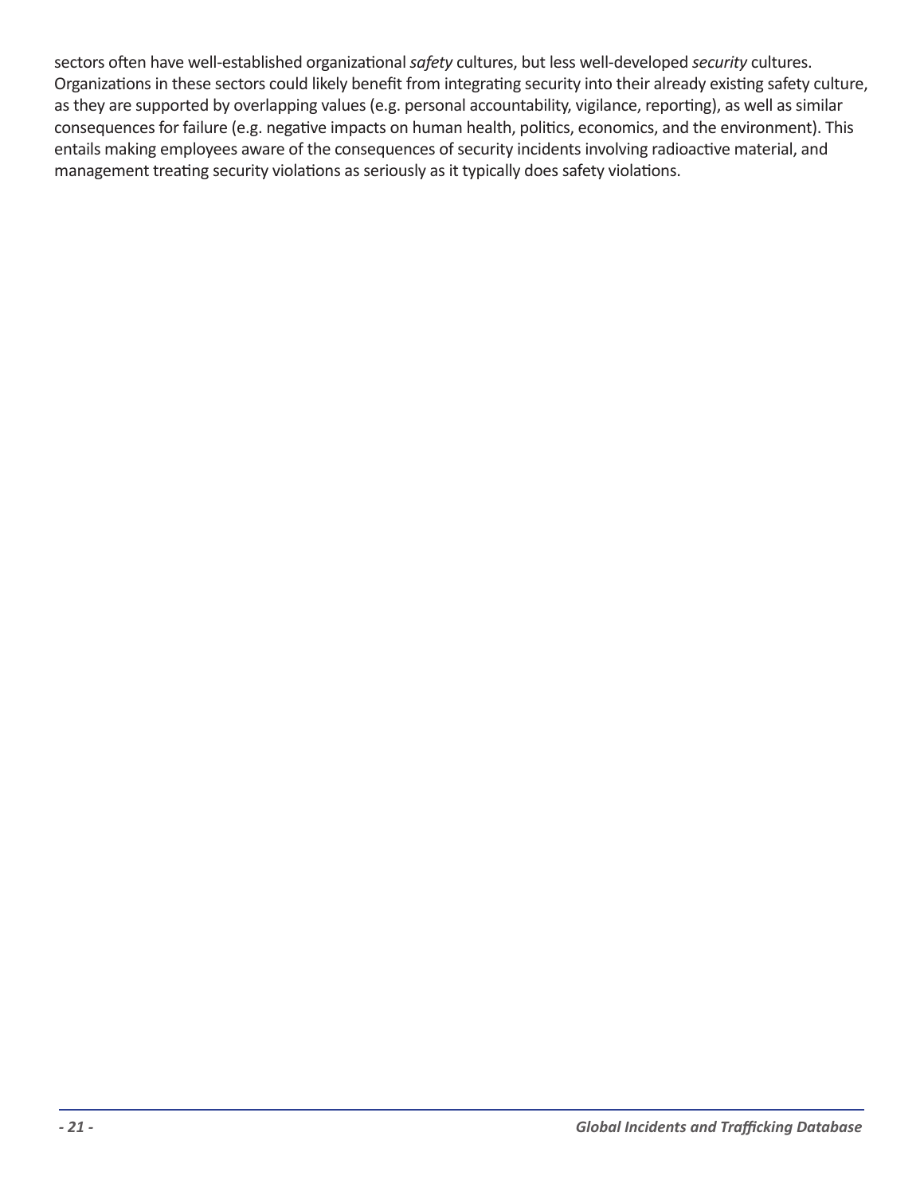sectors often have well-established organizational *safety* cultures, but less well-developed *security* cultures. Organizations in these sectors could likely benefit from integrating security into their already existing safety culture, as they are supported by overlapping values (e.g. personal accountability, vigilance, reporting), as well as similar consequences for failure (e.g. negative impacts on human health, politics, economics, and the environment). This entails making employees aware of the consequences of security incidents involving radioactive material, and management treating security violations as seriously as it typically does safety violations.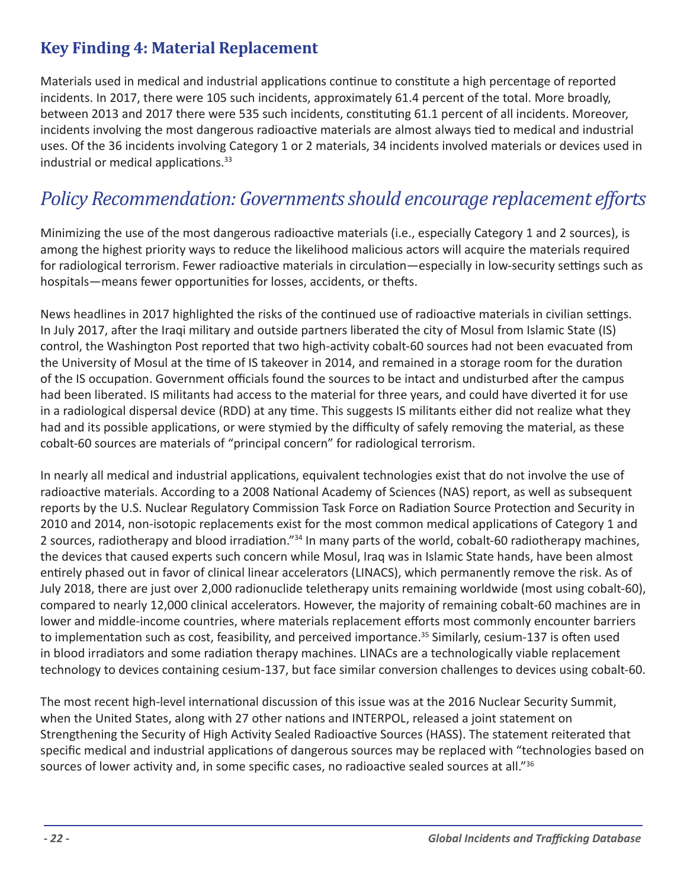## Key Finding 4: Material Replacement

Materials used in medical and industrial applications continue to constitute a high percentage of reported incidents. In 2017, there were 105 such incidents, approximately 61.4 percent of the total. More broadly, between 2013 and 2017 there were 535 such incidents, constituting 61.1 percent of all incidents. Moreover, incidents involving the most dangerous radioactive materials are almost always tied to medical and industrial uses. Of the 36 incidents involving Category 1 or 2 materials, 34 incidents involved materials or devices used in industrial or medical applications.[33]

## *Policy Recommendation: Governments should encourage replacement efforts*

Minimizing the use of the most dangerous radioactive materials (i.e., especially Category 1 and 2 sources), is among the highest priority ways to reduce the likelihood malicious actors will acquire the materials required for radiological terrorism. Fewer radioactive materials in circulation—especially in low-security settings such as hospitals—means fewer opportunities for losses, accidents, or thefts.

News headlines in 2017 highlighted the risks of the continued use of radioactive materials in civilian settings. In July 2017, after the Iraqi military and outside partners liberated the city of Mosul from Islamic State (IS) control, the Washington Post reported that two high-activity cobalt-60 sources had not been evacuated from the University of Mosul at the time of IS takeover in 2014, and remained in a storage room for the duration of the IS occupation. Government officials found the sources to be intact and undisturbed after the campus had been liberated. IS militants had access to the material for three years, and could have diverted it for use in a radiological dispersal device (RDD) at any time. This suggests IS militants either did not realize what they had and its possible applications, or were stymied by the difficulty of safely removing the material, as these cobalt-60 sources are materials of "principal concern" for radiological terrorism.

In nearly all medical and industrial applications, equivalent technologies exist that do not involve the use of radioactive materials. According to a 2008 National Academy of Sciences (NAS) report, as well as subsequent reports by the U.S. Nuclear Regulatory Commission Task Force on Radiation Source Protection and Security in 2010 and 2014, non-isotopic replacements exist for the most common medical applications of Category 1 and 2 sources, radiotherapy and blood irradiation."[34] In many parts of the world, cobalt-60 radiotherapy machines, the devices that caused experts such concern while Mosul, Iraq was in Islamic State hands, have been almost entirely phased out in favor of clinical linear accelerators (LINACS), which permanently remove the risk. As of July 2018, there are just over 2,000 radionuclide teletherapy units remaining worldwide (most using cobalt-60), compared to nearly 12,000 clinical accelerators. However, the majority of remaining cobalt-60 machines are in lower and middle-income countries, where materials replacement efforts most commonly encounter barriers to implementation such as cost, feasibility, and perceived importance.[35] Similarly, cesium-137 is often used in blood irradiators and some radiation therapy machines. LINACs are a technologically viable replacement technology to devices containing cesium-137, but face similar conversion challenges to devices using cobalt-60.

The most recent high-level international discussion of this issue was at the 2016 Nuclear Security Summit, when the United States, along with 27 other nations and INTERPOL, released a joint statement on Strengthening the Security of High Activity Sealed Radioactive Sources (HASS). The statement reiterated that specific medical and industrial applications of dangerous sources may be replaced with "technologies based on sources of lower activity and, in some specific cases, no radioactive sealed sources at all."[36]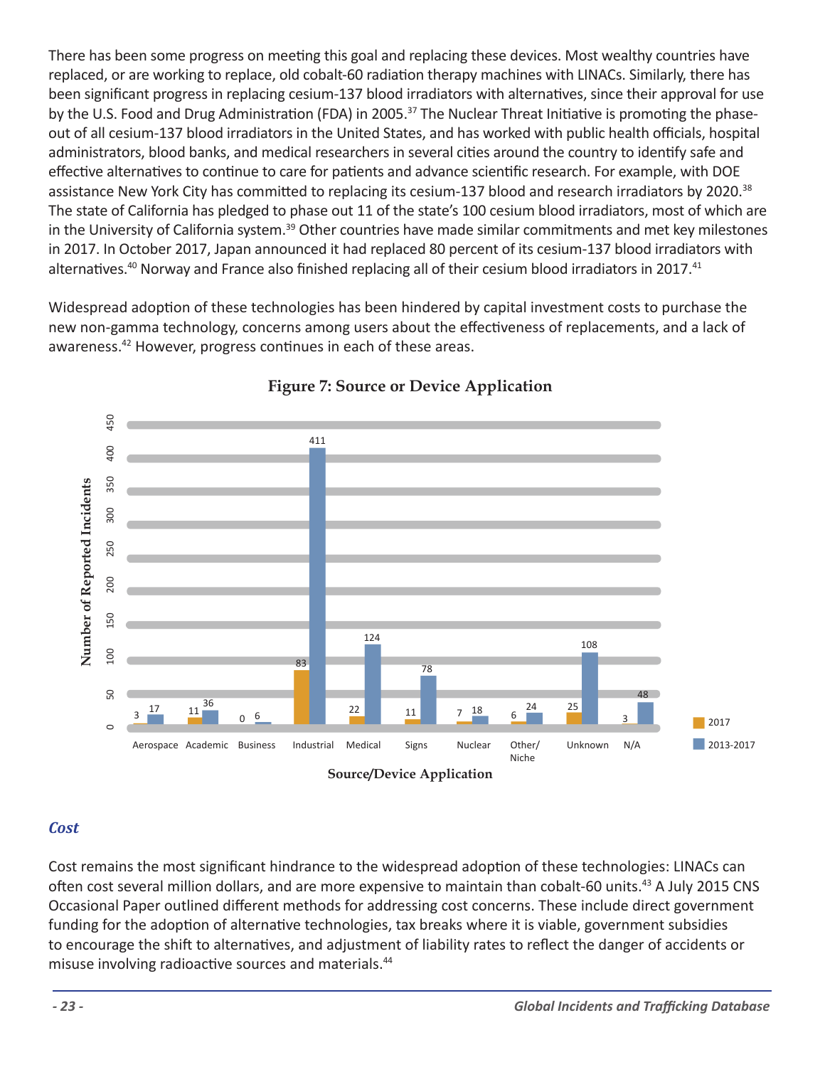There has been some progress on meeting this goal and replacing these devices. Most wealthy countries have replaced, or are working to replace, old cobalt-60 radiation therapy machines with LINACs. Similarly, there has been significant progress in replacing cesium-137 blood irradiators with alternatives, since their approval for use by the U.S. Food and Drug Administration (FDA) in 2005.[37] The Nuclear Threat Initiative is promoting the phase-out of all cesium-137 blood irradiators in the United States, and has worked with public health officials, hospital administrators, blood banks, and medical researchers in several cities around the country to identify safe and effective alternatives to continue to care for patients and advance scientific research. For example, with DOE assistance New York City has committed to replacing its cesium-137 blood and research irradiators by 2020.[38] The state of California has pledged to phase out 11 of the state's 100 cesium blood irradiators, most of which are in the University of California system.[39] Other countries have made similar commitments and met key milestones in 2017. In October 2017, Japan announced it had replaced 80 percent of its cesium-137 blood irradiators with alternatives.[40] Norway and France also finished replacing all of their cesium blood irradiators in 2017.[41]

Widespread adoption of these technologies has been hindered by capital investment costs to purchase the new non-gamma technology, concerns among users about the effectiveness of replacements, and a lack of awareness.[42] However, progress continues in each of these areas.

**Figure 7: Source or Device Application**

| Source/Device Application | 2017 | 2013-2017 |
|---|---|---|
| Aerospace | 3 | 17 |
| Academic | 11 | 36 |
| Business | 0 | 6 |
| Industrial | 83 | 411 |
| Medical | 22 | 124 |
| Signs | 11 | 78 |
| Nuclear | 7 | 18 |
| Other/Niche | 6 | 24 |
| Unknown | 25 | 108 |
| N/A | 3 | 48 |

### *Cost*

Cost remains the most significant hindrance to the widespread adoption of these technologies: LINACs can often cost several million dollars, and are more expensive to maintain than cobalt-60 units.[43] A July 2015 CNS Occasional Paper outlined different methods for addressing cost concerns. These include direct government funding for the adoption of alternative technologies, tax breaks where it is viable, government subsidies to encourage the shift to alternatives, and adjustment of liability rates to reflect the danger of accidents or misuse involving radioactive sources and materials.[44]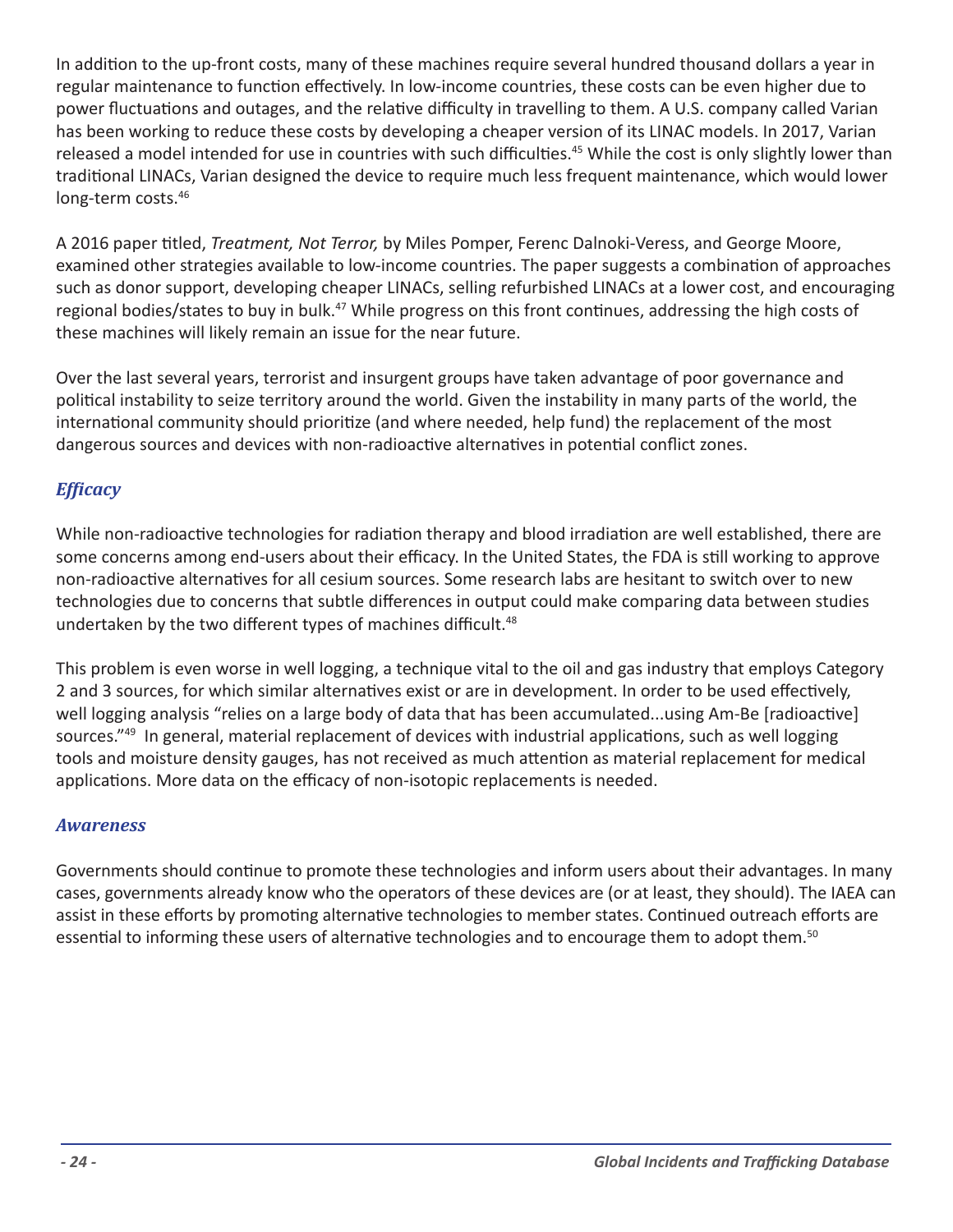In addition to the up-front costs, many of these machines require several hundred thousand dollars a year in regular maintenance to function effectively. In low-income countries, these costs can be even higher due to power fluctuations and outages, and the relative difficulty in travelling to them. A U.S. company called Varian has been working to reduce these costs by developing a cheaper version of its LINAC models. In 2017, Varian released a model intended for use in countries with such difficulties.[45] While the cost is only slightly lower than traditional LINACs, Varian designed the device to require much less frequent maintenance, which would lower long-term costs.[46]

A 2016 paper titled, *Treatment, Not Terror,* by Miles Pomper, Ferenc Dalnoki-Veress, and George Moore, examined other strategies available to low-income countries. The paper suggests a combination of approaches such as donor support, developing cheaper LINACs, selling refurbished LINACs at a lower cost, and encouraging regional bodies/states to buy in bulk.[47] While progress on this front continues, addressing the high costs of these machines will likely remain an issue for the near future.

Over the last several years, terrorist and insurgent groups have taken advantage of poor governance and political instability to seize territory around the world. Given the instability in many parts of the world, the international community should prioritize (and where needed, help fund) the replacement of the most dangerous sources and devices with non-radioactive alternatives in potential conflict zones.

### *Efficacy*

While non-radioactive technologies for radiation therapy and blood irradiation are well established, there are some concerns among end-users about their efficacy. In the United States, the FDA is still working to approve non-radioactive alternatives for all cesium sources. Some research labs are hesitant to switch over to new technologies due to concerns that subtle differences in output could make comparing data between studies undertaken by the two different types of machines difficult.[48]

This problem is even worse in well logging, a technique vital to the oil and gas industry that employs Category 2 and 3 sources, for which similar alternatives exist or are in development. In order to be used effectively, well logging analysis "relies on a large body of data that has been accumulated...using Am-Be [radioactive] sources."[49] In general, material replacement of devices with industrial applications, such as well logging tools and moisture density gauges, has not received as much attention as material replacement for medical applications. More data on the efficacy of non-isotopic replacements is needed.

### *Awareness*

Governments should continue to promote these technologies and inform users about their advantages. In many cases, governments already know who the operators of these devices are (or at least, they should). The IAEA can assist in these efforts by promoting alternative technologies to member states. Continued outreach efforts are essential to informing these users of alternative technologies and to encourage them to adopt them.[50]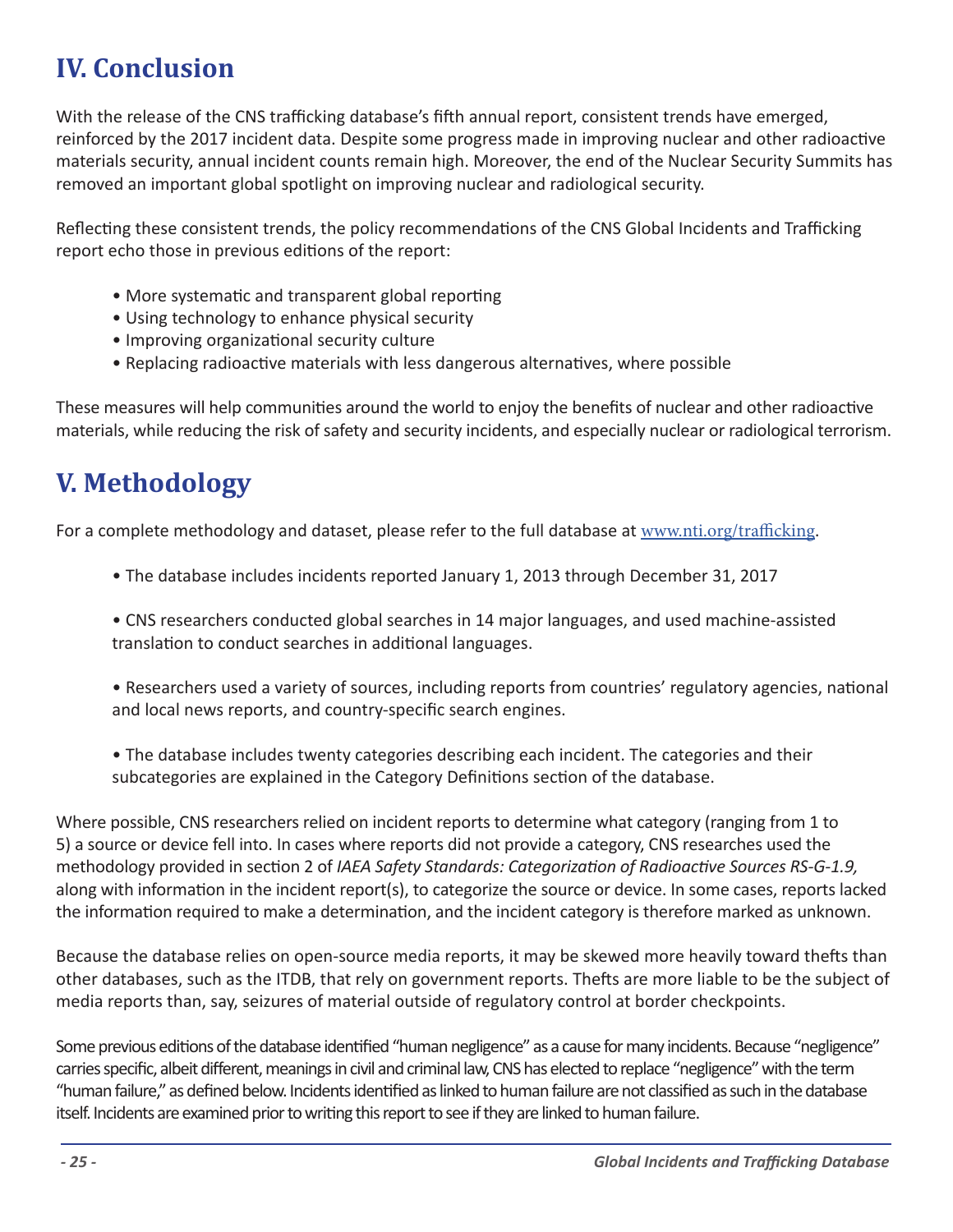## IV. Conclusion

With the release of the CNS trafficking database's fifth annual report, consistent trends have emerged, reinforced by the 2017 incident data. Despite some progress made in improving nuclear and other radioactive materials security, annual incident counts remain high. Moreover, the end of the Nuclear Security Summits has removed an important global spotlight on improving nuclear and radiological security.

Reflecting these consistent trends, the policy recommendations of the CNS Global Incidents and Trafficking report echo those in previous editions of the report:

- More systematic and transparent global reporting
- Using technology to enhance physical security
- Improving organizational security culture
- Replacing radioactive materials with less dangerous alternatives, where possible

These measures will help communities around the world to enjoy the benefits of nuclear and other radioactive materials, while reducing the risk of safety and security incidents, and especially nuclear or radiological terrorism.

## V. Methodology

For a complete methodology and dataset, please refer to the full database at www.nti.org/trafficking.

- The database includes incidents reported January 1, 2013 through December 31, 2017

- CNS researchers conducted global searches in 14 major languages, and used machine-assisted translation to conduct searches in additional languages.

- Researchers used a variety of sources, including reports from countries' regulatory agencies, national and local news reports, and country-specific search engines.

- The database includes twenty categories describing each incident. The categories and their subcategories are explained in the Category Definitions section of the database.

Where possible, CNS researchers relied on incident reports to determine what category (ranging from 1 to 5) a source or device fell into. In cases where reports did not provide a category, CNS researches used the methodology provided in section 2 of *IAEA Safety Standards: Categorization of Radioactive Sources RS-G-1.9,* along with information in the incident report(s), to categorize the source or device. In some cases, reports lacked the information required to make a determination, and the incident category is therefore marked as unknown.

Because the database relies on open-source media reports, it may be skewed more heavily toward thefts than other databases, such as the ITDB, that rely on government reports. Thefts are more liable to be the subject of media reports than, say, seizures of material outside of regulatory control at border checkpoints.

Some previous editions of the database identified "human negligence" as a cause for many incidents. Because "negligence" carries specific, albeit different, meanings in civil and criminal law, CNS has elected to replace "negligence" with the term "human failure," as defined below. Incidents identified as linked to human failure are not classified as such in the database itself. Incidents are examined prior to writing this report to see if they are linked to human failure.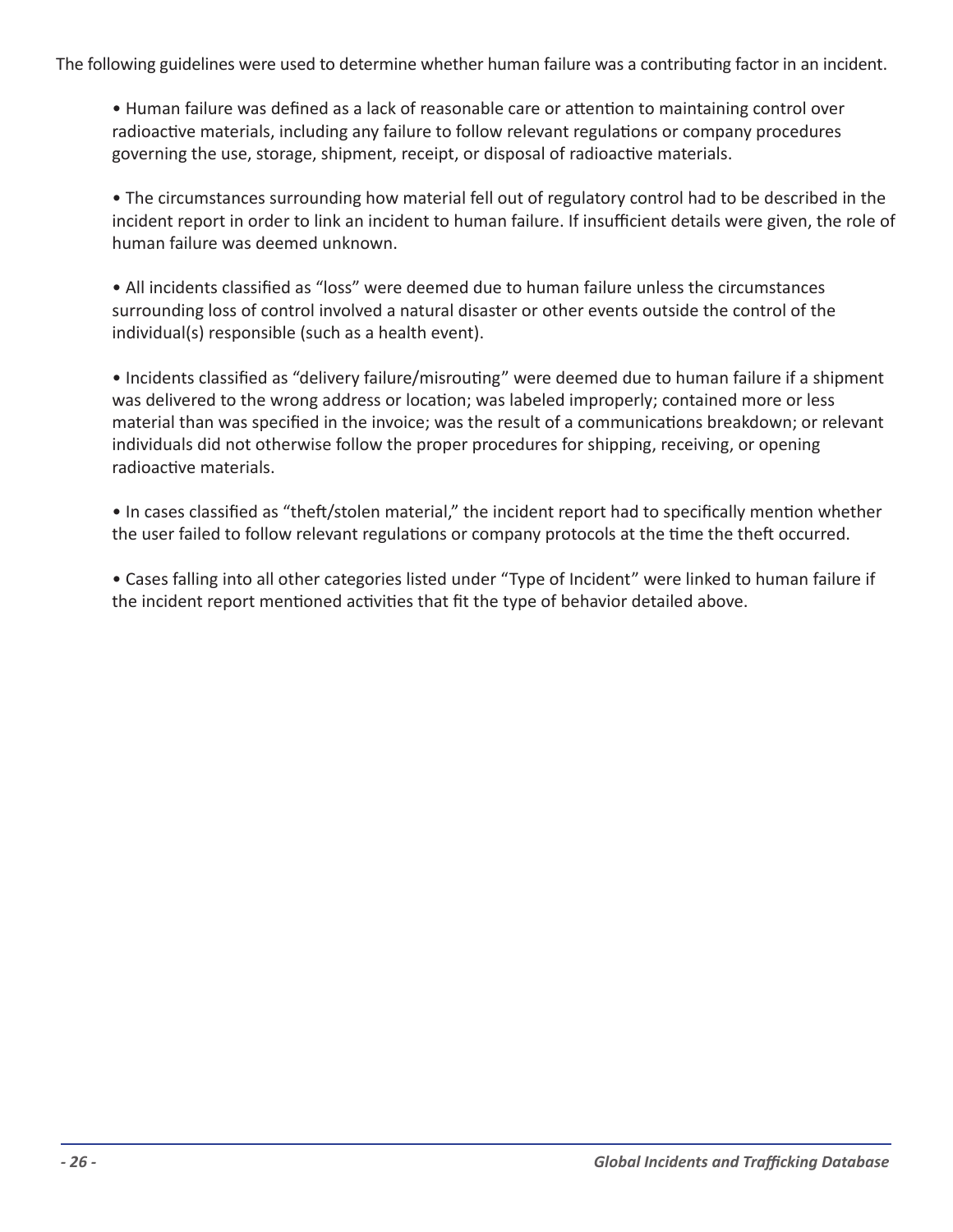The following guidelines were used to determine whether human failure was a contributing factor in an incident.

- Human failure was defined as a lack of reasonable care or attention to maintaining control over radioactive materials, including any failure to follow relevant regulations or company procedures governing the use, storage, shipment, receipt, or disposal of radioactive materials.

- The circumstances surrounding how material fell out of regulatory control had to be described in the incident report in order to link an incident to human failure. If insufficient details were given, the role of human failure was deemed unknown.

- All incidents classified as “loss” were deemed due to human failure unless the circumstances surrounding loss of control involved a natural disaster or other events outside the control of the individual(s) responsible (such as a health event).

- Incidents classified as “delivery failure/misrouting” were deemed due to human failure if a shipment was delivered to the wrong address or location; was labeled improperly; contained more or less material than was specified in the invoice; was the result of a communications breakdown; or relevant individuals did not otherwise follow the proper procedures for shipping, receiving, or opening radioactive materials.

- In cases classified as “theft/stolen material,” the incident report had to specifically mention whether the user failed to follow relevant regulations or company protocols at the time the theft occurred.

- Cases falling into all other categories listed under “Type of Incident” were linked to human failure if the incident report mentioned activities that fit the type of behavior detailed above.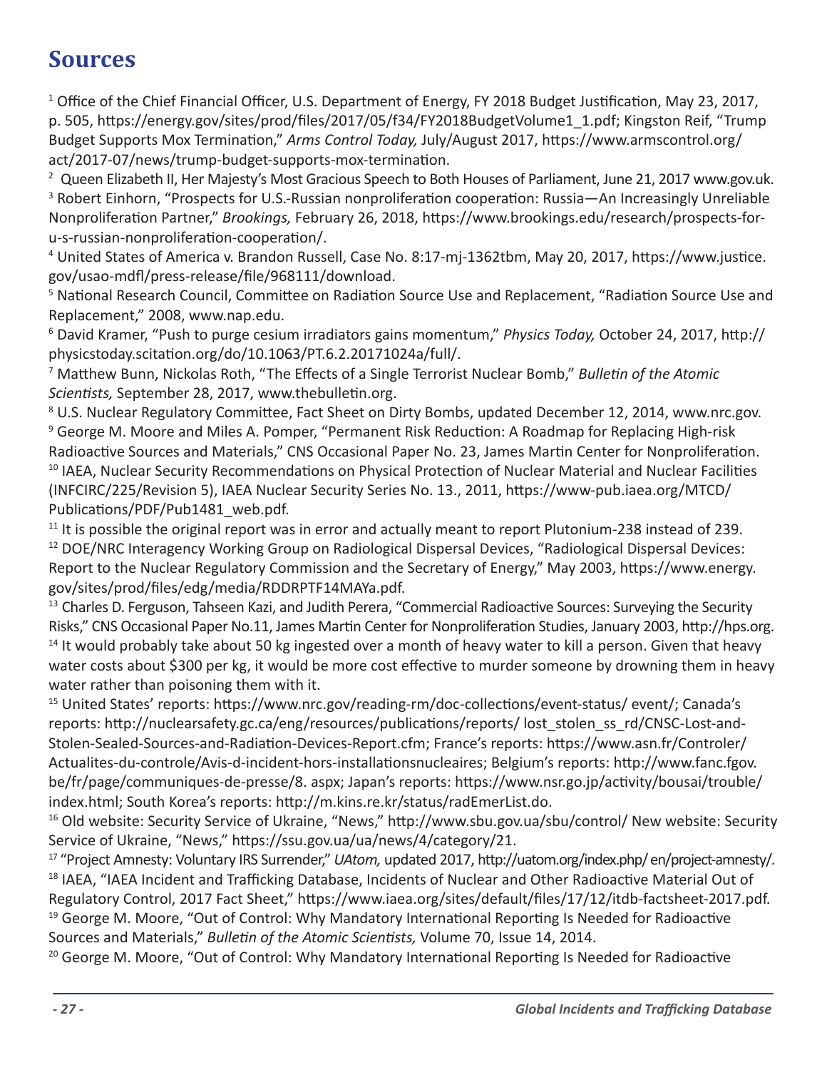# Sources

[1] Office of the Chief Financial Officer, U.S. Department of Energy, FY 2018 Budget Justification, May 23, 2017, p. 505, https://energy.gov/sites/prod/files/2017/05/f34/FY2018BudgetVolume1_1.pdf; Kingston Reif, "Trump Budget Supports Mox Termination," *Arms Control Today,* July/August 2017, https://www.armscontrol.org/act/2017-07/news/trump-budget-supports-mox-termination.

[2] Queen Elizabeth II, Her Majesty's Most Gracious Speech to Both Houses of Parliament, June 21, 2017 www.gov.uk.

[3] Robert Einhorn, "Prospects for U.S.-Russian nonproliferation cooperation: Russia—An Increasingly Unreliable Nonproliferation Partner," *Brookings,* February 26, 2018, https://www.brookings.edu/research/prospects-for-u-s-russian-nonproliferation-cooperation/.

[4] United States of America v. Brandon Russell, Case No. 8:17-mj-1362tbm, May 20, 2017, https://www.justice.gov/usao-mdfl/press-release/file/968111/download.

[5] National Research Council, Committee on Radiation Source Use and Replacement, "Radiation Source Use and Replacement," 2008, www.nap.edu.

[6] David Kramer, "Push to purge cesium irradiators gains momentum," *Physics Today,* October 24, 2017, http://physicstoday.scitation.org/do/10.1063/PT.6.2.20171024a/full/.

[7] Matthew Bunn, Nickolas Roth, "The Effects of a Single Terrorist Nuclear Bomb," *Bulletin of the Atomic Scientists,* September 28, 2017, www.thebulletin.org.

[8] U.S. Nuclear Regulatory Committee, Fact Sheet on Dirty Bombs, updated December 12, 2014, www.nrc.gov.

[9] George M. Moore and Miles A. Pomper, "Permanent Risk Reduction: A Roadmap for Replacing High-risk Radioactive Sources and Materials," CNS Occasional Paper No. 23, James Martin Center for Nonproliferation.

[10] IAEA, Nuclear Security Recommendations on Physical Protection of Nuclear Material and Nuclear Facilities (INFCIRC/225/Revision 5), IAEA Nuclear Security Series No. 13., 2011, https://www-pub.iaea.org/MTCD/Publications/PDF/Pub1481_web.pdf.

[11] It is possible the original report was in error and actually meant to report Plutonium-238 instead of 239.

[12] DOE/NRC Interagency Working Group on Radiological Dispersal Devices, "Radiological Dispersal Devices: Report to the Nuclear Regulatory Commission and the Secretary of Energy," May 2003, https://www.energy.gov/sites/prod/files/edg/media/RDDRPTF14MAYa.pdf.

[13] Charles D. Ferguson, Tahseen Kazi, and Judith Perera, "Commercial Radioactive Sources: Surveying the Security Risks," CNS Occasional Paper No.11, James Martin Center for Nonproliferation Studies, January 2003, http://hps.org.

[14] It would probably take about 50 kg ingested over a month of heavy water to kill a person. Given that heavy water costs about $300 per kg, it would be more cost effective to murder someone by drowning them in heavy water rather than poisoning them with it.

[15] United States' reports: https://www.nrc.gov/reading-rm/doc-collections/event-status/ event/; Canada's reports: http://nuclearsafety.gc.ca/eng/resources/publications/reports/ lost_stolen_ss_rd/CNSC-Lost-and-Stolen-Sealed-Sources-and-Radiation-Devices-Report.cfm; France's reports: https://www.asn.fr/Controler/Actualites-du-controle/Avis-d-incident-hors-installationsnucleaires; Belgium's reports: http://www.fanc.fgov.be/fr/page/communiques-de-presse/8. aspx; Japan's reports: https://www.nsr.go.jp/activity/bousai/trouble/index.html; South Korea's reports: http://m.kins.re.kr/status/radEmerList.do.

[16] Old website: Security Service of Ukraine, "News," http://www.sbu.gov.ua/sbu/control/ New website: Security Service of Ukraine, "News," https://ssu.gov.ua/ua/news/4/category/21.

[17] "Project Amnesty: Voluntary IRS Surrender," *UAtom,* updated 2017, http://uatom.org/index.php/ en/project-amnesty/.

[18] IAEA, "IAEA Incident and Trafficking Database, Incidents of Nuclear and Other Radioactive Material Out of Regulatory Control, 2017 Fact Sheet," https://www.iaea.org/sites/default/files/17/12/itdb-factsheet-2017.pdf.

[19] George M. Moore, "Out of Control: Why Mandatory International Reporting Is Needed for Radioactive Sources and Materials," *Bulletin of the Atomic Scientists,* Volume 70, Issue 14, 2014.

[20] George M. Moore, "Out of Control: Why Mandatory International Reporting Is Needed for Radioactive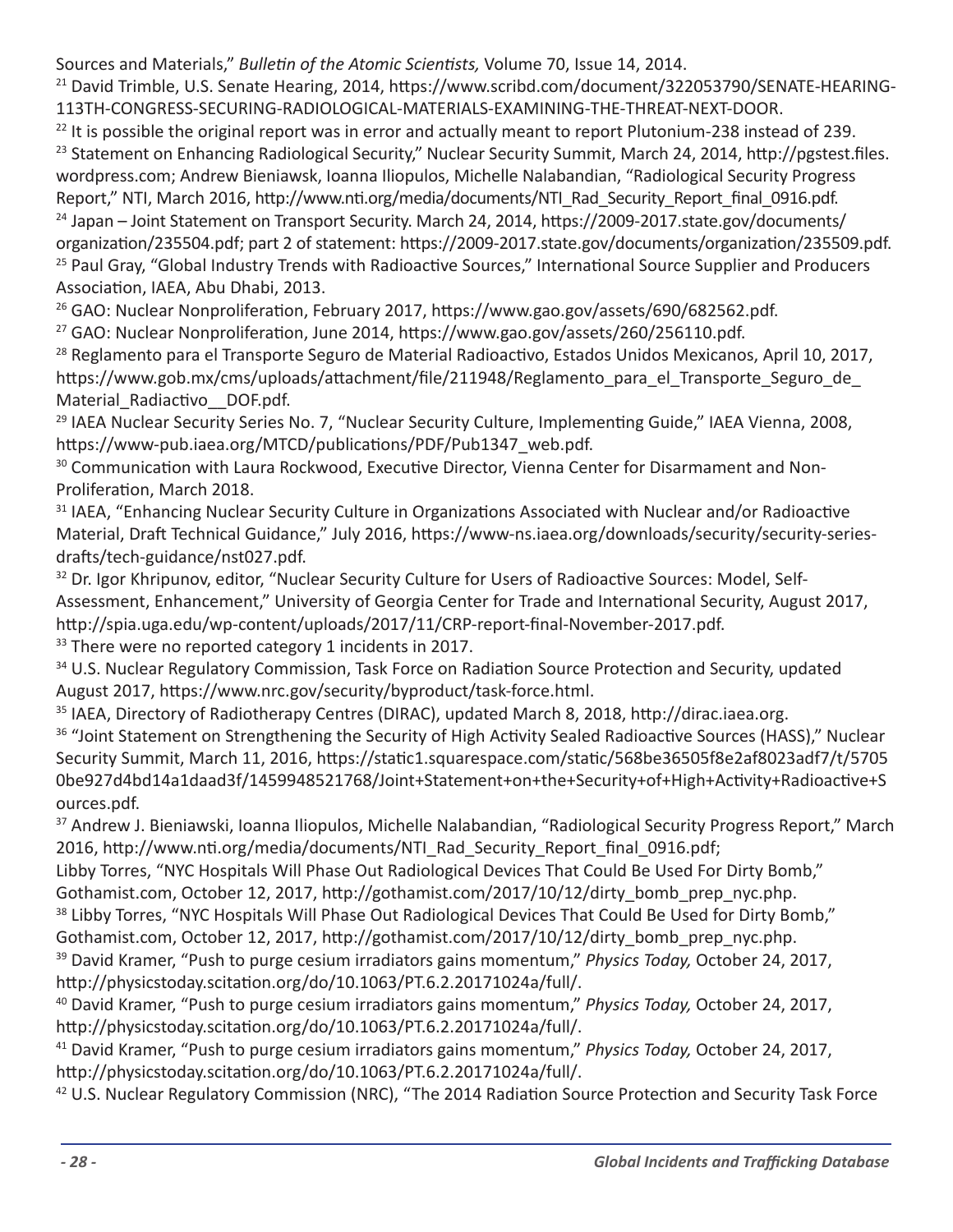Sources and Materials," *Bulletin of the Atomic Scientists,* Volume 70, Issue 14, 2014.

[21] David Trimble, U.S. Senate Hearing, 2014, https://www.scribd.com/document/322053790/SENATE-HEARING-113TH-CONGRESS-SECURING-RADIOLOGICAL-MATERIALS-EXAMINING-THE-THREAT-NEXT-DOOR.

[22] It is possible the original report was in error and actually meant to report Plutonium-238 instead of 239.

[23] Statement on Enhancing Radiological Security," Nuclear Security Summit, March 24, 2014, http://pgstest.files.wordpress.com; Andrew Bieniawsk, Ioanna Iliopulos, Michelle Nalabandian, "Radiological Security Progress Report," NTI, March 2016, http://www.nti.org/media/documents/NTI_Rad_Security_Report_final_0916.pdf.

[24] Japan – Joint Statement on Transport Security. March 24, 2014, https://2009-2017.state.gov/documents/organization/235504.pdf; part 2 of statement: https://2009-2017.state.gov/documents/organization/235509.pdf.

[25] Paul Gray, "Global Industry Trends with Radioactive Sources," International Source Supplier and Producers Association, IAEA, Abu Dhabi, 2013.

[26] GAO: Nuclear Nonproliferation, February 2017, https://www.gao.gov/assets/690/682562.pdf.

[27] GAO: Nuclear Nonproliferation, June 2014, https://www.gao.gov/assets/260/256110.pdf.

[28] Reglamento para el Transporte Seguro de Material Radioactivo, Estados Unidos Mexicanos, April 10, 2017, https://www.gob.mx/cms/uploads/attachment/file/211948/Reglamento_para_el_Transporte_Seguro_de_Material_Radiactivo__DOF.pdf.

[29] IAEA Nuclear Security Series No. 7, "Nuclear Security Culture, Implementing Guide," IAEA Vienna, 2008, https://www-pub.iaea.org/MTCD/publications/PDF/Pub1347_web.pdf.

[30] Communication with Laura Rockwood, Executive Director, Vienna Center for Disarmament and Non-Proliferation, March 2018.

[31] IAEA, "Enhancing Nuclear Security Culture in Organizations Associated with Nuclear and/or Radioactive Material, Draft Technical Guidance," July 2016, https://www-ns.iaea.org/downloads/security/security-series-drafts/tech-guidance/nst027.pdf.

[32] Dr. Igor Khripunov, editor, "Nuclear Security Culture for Users of Radioactive Sources: Model, Self-Assessment, Enhancement," University of Georgia Center for Trade and International Security, August 2017, http://spia.uga.edu/wp-content/uploads/2017/11/CRP-report-final-November-2017.pdf.

[33] There were no reported category 1 incidents in 2017.

[34] U.S. Nuclear Regulatory Commission, Task Force on Radiation Source Protection and Security, updated August 2017, https://www.nrc.gov/security/byproduct/task-force.html.

[35] IAEA, Directory of Radiotherapy Centres (DIRAC), updated March 8, 2018, http://dirac.iaea.org.

[36] "Joint Statement on Strengthening the Security of High Activity Sealed Radioactive Sources (HASS)," Nuclear Security Summit, March 11, 2016, https://static1.squarespace.com/static/568be36505f8e2af8023adf7/t/57050be927d4bd14a1daad3f/1459948521768/Joint+Statement+on+the+Security+of+High+Activity+Radioactive+Sources.pdf.

[37] Andrew J. Bieniawski, Ioanna Iliopulos, Michelle Nalabandian, "Radiological Security Progress Report," March 2016, http://www.nti.org/media/documents/NTI_Rad_Security_Report_final_0916.pdf;
Libby Torres, "NYC Hospitals Will Phase Out Radiological Devices That Could Be Used For Dirty Bomb," Gothamist.com, October 12, 2017, http://gothamist.com/2017/10/12/dirty_bomb_prep_nyc.php.

[38] Libby Torres, "NYC Hospitals Will Phase Out Radiological Devices That Could Be Used for Dirty Bomb," Gothamist.com, October 12, 2017, http://gothamist.com/2017/10/12/dirty_bomb_prep_nyc.php.

[39] David Kramer, "Push to purge cesium irradiators gains momentum," *Physics Today,* October 24, 2017, http://physicstoday.scitation.org/do/10.1063/PT.6.2.20171024a/full/.

[40] David Kramer, "Push to purge cesium irradiators gains momentum," *Physics Today,* October 24, 2017, http://physicstoday.scitation.org/do/10.1063/PT.6.2.20171024a/full/.

[41] David Kramer, "Push to purge cesium irradiators gains momentum," *Physics Today,* October 24, 2017, http://physicstoday.scitation.org/do/10.1063/PT.6.2.20171024a/full/.

[42] U.S. Nuclear Regulatory Commission (NRC), "The 2014 Radiation Source Protection and Security Task Force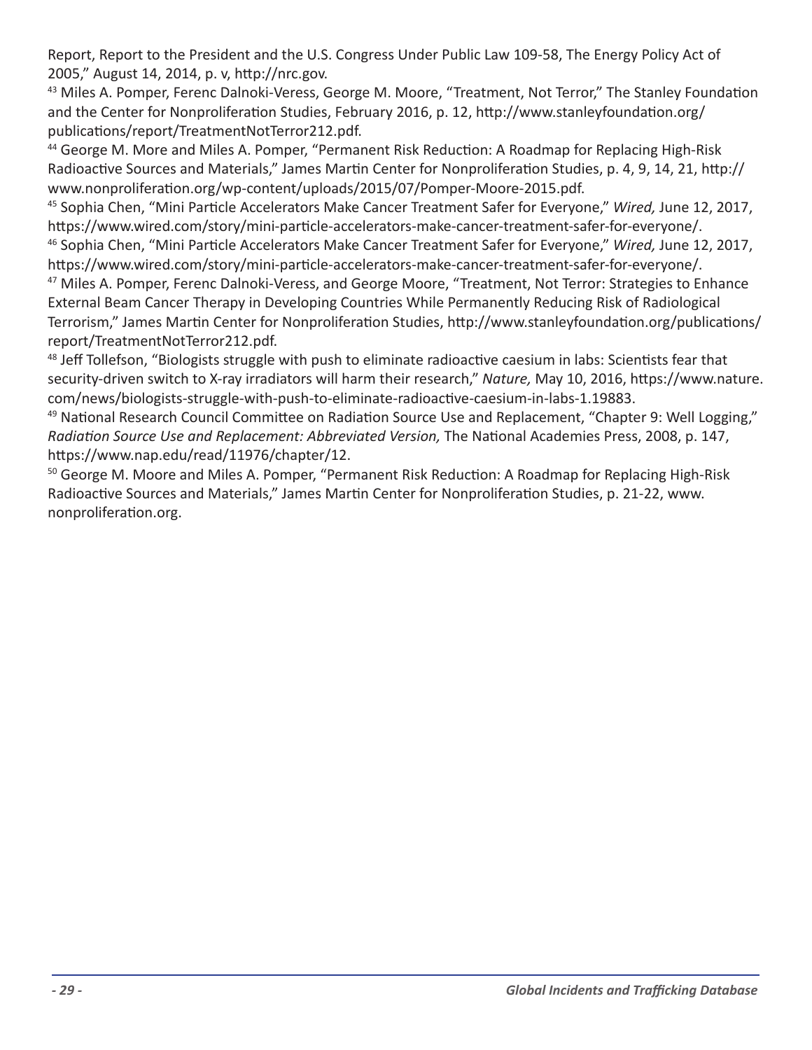Report, Report to the President and the U.S. Congress Under Public Law 109-58, The Energy Policy Act of 2005," August 14, 2014, p. v, http://nrc.gov.

[43] Miles A. Pomper, Ferenc Dalnoki-Veress, George M. Moore, "Treatment, Not Terror," The Stanley Foundation and the Center for Nonproliferation Studies, February 2016, p. 12, http://www.stanleyfoundation.org/publications/report/TreatmentNotTerror212.pdf.

[44] George M. More and Miles A. Pomper, "Permanent Risk Reduction: A Roadmap for Replacing High-Risk Radioactive Sources and Materials," James Martin Center for Nonproliferation Studies, p. 4, 9, 14, 21, http://www.nonproliferation.org/wp-content/uploads/2015/07/Pomper-Moore-2015.pdf.

[45] Sophia Chen, "Mini Particle Accelerators Make Cancer Treatment Safer for Everyone," *Wired,* June 12, 2017, https://www.wired.com/story/mini-particle-accelerators-make-cancer-treatment-safer-for-everyone/.

[46] Sophia Chen, "Mini Particle Accelerators Make Cancer Treatment Safer for Everyone," *Wired,* June 12, 2017, https://www.wired.com/story/mini-particle-accelerators-make-cancer-treatment-safer-for-everyone/.

[47] Miles A. Pomper, Ferenc Dalnoki-Veress, and George Moore, "Treatment, Not Terror: Strategies to Enhance External Beam Cancer Therapy in Developing Countries While Permanently Reducing Risk of Radiological Terrorism," James Martin Center for Nonproliferation Studies, http://www.stanleyfoundation.org/publications/report/TreatmentNotTerror212.pdf.

[48] Jeff Tollefson, "Biologists struggle with push to eliminate radioactive caesium in labs: Scientists fear that security-driven switch to X-ray irradiators will harm their research," *Nature,* May 10, 2016, https://www.nature.com/news/biologists-struggle-with-push-to-eliminate-radioactive-caesium-in-labs-1.19883.

[49] National Research Council Committee on Radiation Source Use and Replacement, "Chapter 9: Well Logging," *Radiation Source Use and Replacement: Abbreviated Version,* The National Academies Press, 2008, p. 147, https://www.nap.edu/read/11976/chapter/12.

[50] George M. Moore and Miles A. Pomper, "Permanent Risk Reduction: A Roadmap for Replacing High-Risk Radioactive Sources and Materials," James Martin Center for Nonproliferation Studies, p. 21-22, www.nonproliferation.org.